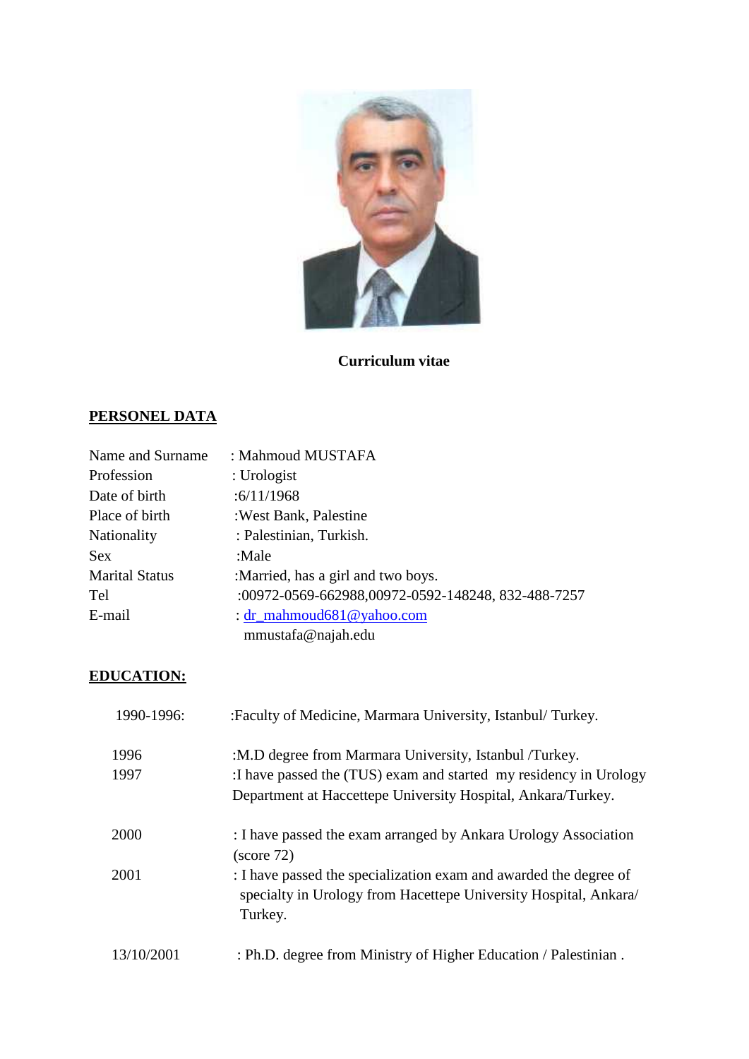**Curriculum vitae**

## PERSONEL DATA

| | |
|---|---|
| Name and Surname | : Mahmoud MUSTAFA |
| Profession | : Urologist |
| Date of birth | :6/11/1968 |
| Place of birth | :West Bank, Palestine |
| Nationality | : Palestinian, Turkish. |
| Sex | :Male |
| Marital Status | :Married, has a girl and two boys. |
| Tel | :00972-0569-662988,00972-0592-148248, 832-488-7257 |
| E-mail | : dr_mahmoud681@yahoo.com<br>mmustafa@najah.edu |

## EDUCATION:

| | |
|---|---|
| 1990-1996: | :Faculty of Medicine, Marmara University, Istanbul/ Turkey. |
| 1996 | :M.D degree from Marmara University, Istanbul /Turkey. |
| 1997 | :I have passed the (TUS) exam and started my residency in Urology Department at Haccettepe University Hospital, Ankara/Turkey. |
| 2000 | : I have passed the exam arranged by Ankara Urology Association (score 72) |
| 2001 | : I have passed the specialization exam and awarded the degree of specialty in Urology from Hacettepe University Hospital, Ankara/ Turkey. |
| 13/10/2001 | : Ph.D. degree from Ministry of Higher Education / Palestinian . |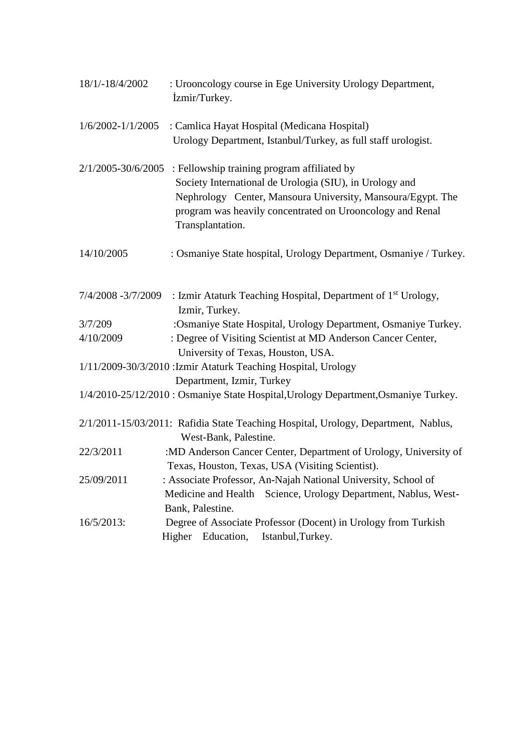18/1/-18/4/2002 : Urooncology course in Ege University Urology Department, İzmir/Turkey.

1/6/2002-1/1/2005 : Camlica Hayat Hospital (Medicana Hospital) Urology Department, Istanbul/Turkey, as full staff urologist.

2/1/2005-30/6/2005 : Fellowship training program affiliated by Society International de Urologia (SIU), in Urology and Nephrology Center, Mansoura University, Mansoura/Egypt. The program was heavily concentrated on Urooncology and Renal Transplantation.

14/10/2005 : Osmaniye State hospital, Urology Department, Osmaniye / Turkey.

7/4/2008 -3/7/2009 : Izmir Ataturk Teaching Hospital, Department of 1st Urology, Izmir, Turkey.

3/7/209 :Osmaniye State Hospital, Urology Department, Osmaniye Turkey.

4/10/2009 : Degree of Visiting Scientist at MD Anderson Cancer Center, University of Texas, Houston, USA.

1/11/2009-30/3/2010 :Izmir Ataturk Teaching Hospital, Urology Department, Izmir, Turkey

1/4/2010-25/12/2010 : Osmaniye State Hospital,Urology Department,Osmaniye Turkey.

2/1/2011-15/03/2011: Rafidia State Teaching Hospital, Urology, Department, Nablus, West-Bank, Palestine.

22/3/2011 :MD Anderson Cancer Center, Department of Urology, University of Texas, Houston, Texas, USA (Visiting Scientist).

25/09/2011 : Associate Professor, An-Najah National University, School of Medicine and Health Science, Urology Department, Nablus, West-Bank, Palestine.

16/5/2013: Degree of Associate Professor (Docent) in Urology from Turkish Higher Education, Istanbul,Turkey.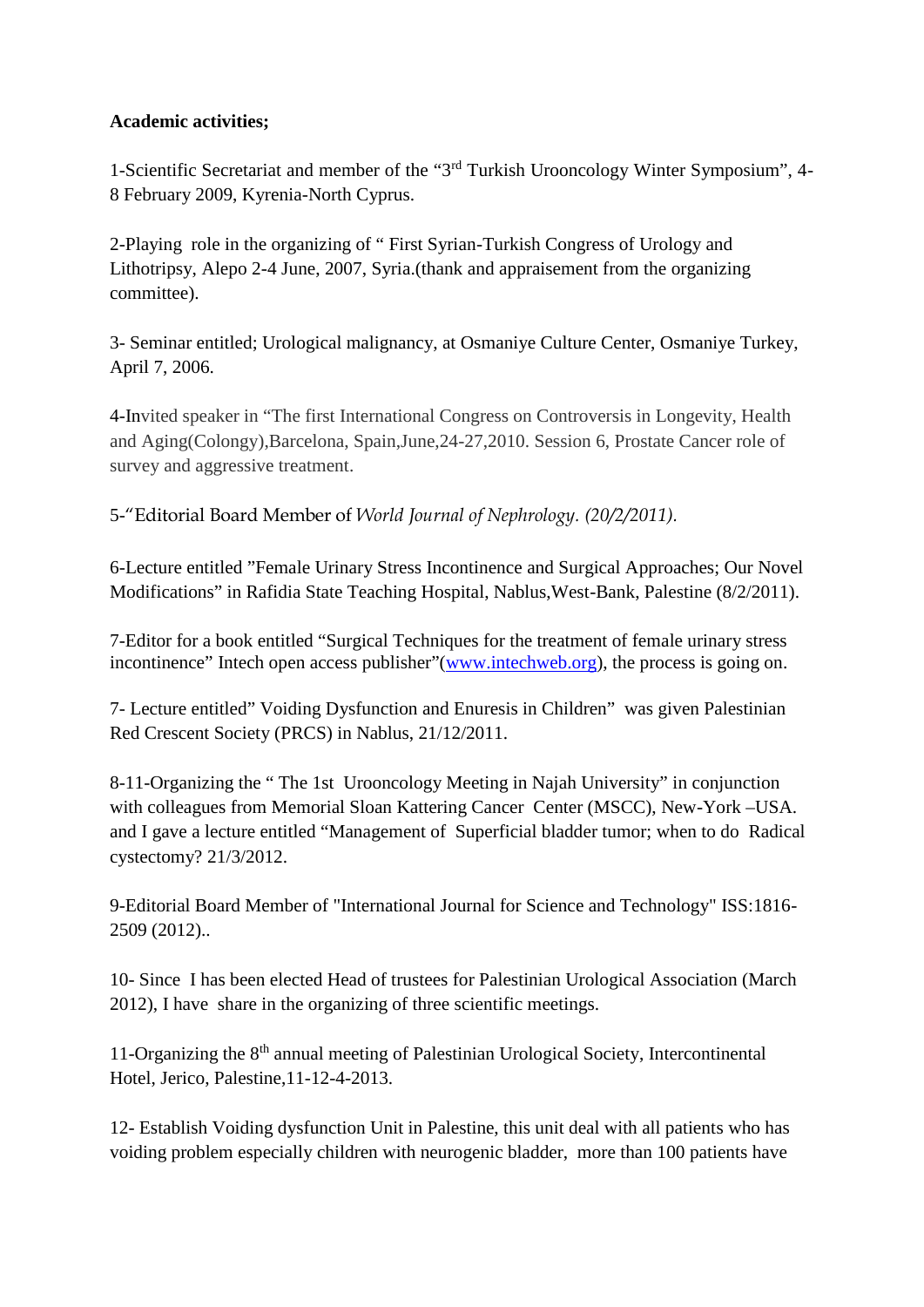**Academic activities;**

1-Scientific Secretariat and member of the "3rd Turkish Urooncology Winter Symposium", 4-8 February 2009, Kyrenia-North Cyprus.

2-Playing role in the organizing of " First Syrian-Turkish Congress of Urology and Lithotripsy, Alepo 2-4 June, 2007, Syria.(thank and appraisement from the organizing committee).

3- Seminar entitled; Urological malignancy, at Osmaniye Culture Center, Osmaniye Turkey, April 7, 2006.

4-Invited speaker in "The first International Congress on Controversis in Longevity, Health and Aging(Colongy),Barcelona, Spain,June,24-27,2010. Session 6, Prostate Cancer role of survey and aggressive treatment.

5-"Editorial Board Member of *World Journal of Nephrology. (20/2/2011).*

6-Lecture entitled "Female Urinary Stress Incontinence and Surgical Approaches; Our Novel Modifications" in Rafidia State Teaching Hospital, Nablus,West-Bank, Palestine (8/2/2011).

7-Editor for a book entitled "Surgical Techniques for the treatment of female urinary stress incontinence" Intech open access publisher"(www.intechweb.org), the process is going on.

7- Lecture entitled" Voiding Dysfunction and Enuresis in Children" was given Palestinian Red Crescent Society (PRCS) in Nablus, 21/12/2011.

8-11-Organizing the " The 1st Urooncology Meeting in Najah University" in conjunction with colleagues from Memorial Sloan Kattering Cancer Center (MSCC), New-York –USA. and I gave a lecture entitled "Management of Superficial bladder tumor; when to do Radical cystectomy? 21/3/2012.

9-Editorial Board Member of "International Journal for Science and Technology" ISS:1816-2509 (2012)..

10- Since I has been elected Head of trustees for Palestinian Urological Association (March 2012), I have share in the organizing of three scientific meetings.

11-Organizing the 8th annual meeting of Palestinian Urological Society, Intercontinental Hotel, Jerico, Palestine,11-12-4-2013.

12- Establish Voiding dysfunction Unit in Palestine, this unit deal with all patients who has voiding problem especially children with neurogenic bladder, more than 100 patients have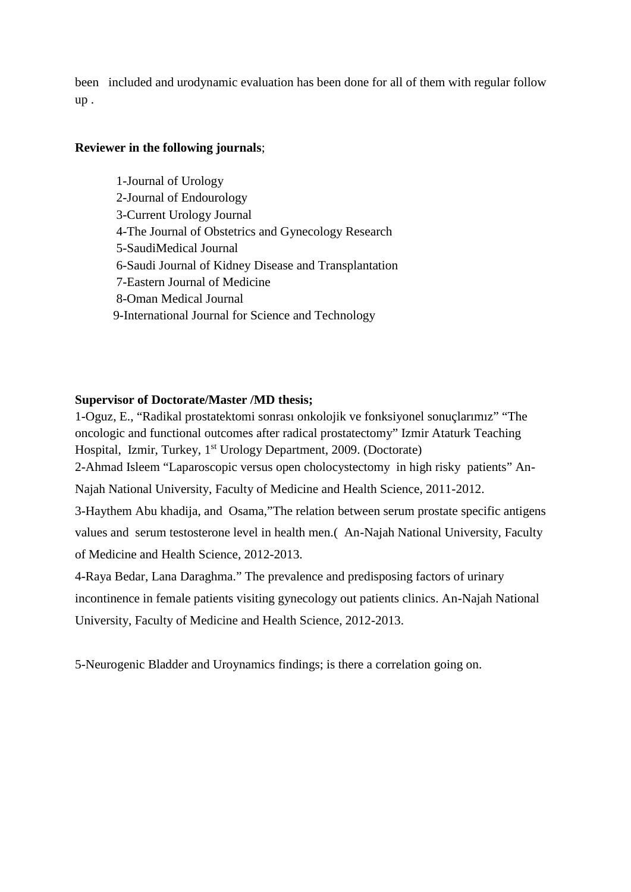been included and urodynamic evaluation has been done for all of them with regular follow up .

**Reviewer in the following journals**;

1-Journal of Urology
2-Journal of Endourology
3-Current Urology Journal
4-The Journal of Obstetrics and Gynecology Research
5-SaudiMedical Journal
6-Saudi Journal of Kidney Disease and Transplantation
7-Eastern Journal of Medicine
8-Oman Medical Journal
9-International Journal for Science and Technology

**Supervisor of Doctorate/Master /MD thesis;**

1-Oguz, E., "Radikal prostatektomi sonrası onkolojik ve fonksiyonel sonuçlarımız" "The oncologic and functional outcomes after radical prostatectomy" Izmir Ataturk Teaching Hospital, Izmir, Turkey, 1st Urology Department, 2009. (Doctorate)

2-Ahmad Isleem "Laparoscopic versus open cholocystectomy in high risky patients" An-Najah National University, Faculty of Medicine and Health Science, 2011-2012.

3-Haythem Abu khadija, and Osama,"The relation between serum prostate specific antigens values and serum testosterone level in health men.( An-Najah National University, Faculty of Medicine and Health Science, 2012-2013.

4-Raya Bedar, Lana Daraghma." The prevalence and predisposing factors of urinary incontinence in female patients visiting gynecology out patients clinics. An-Najah National University, Faculty of Medicine and Health Science, 2012-2013.

5-Neurogenic Bladder and Uroynamics findings; is there a correlation going on.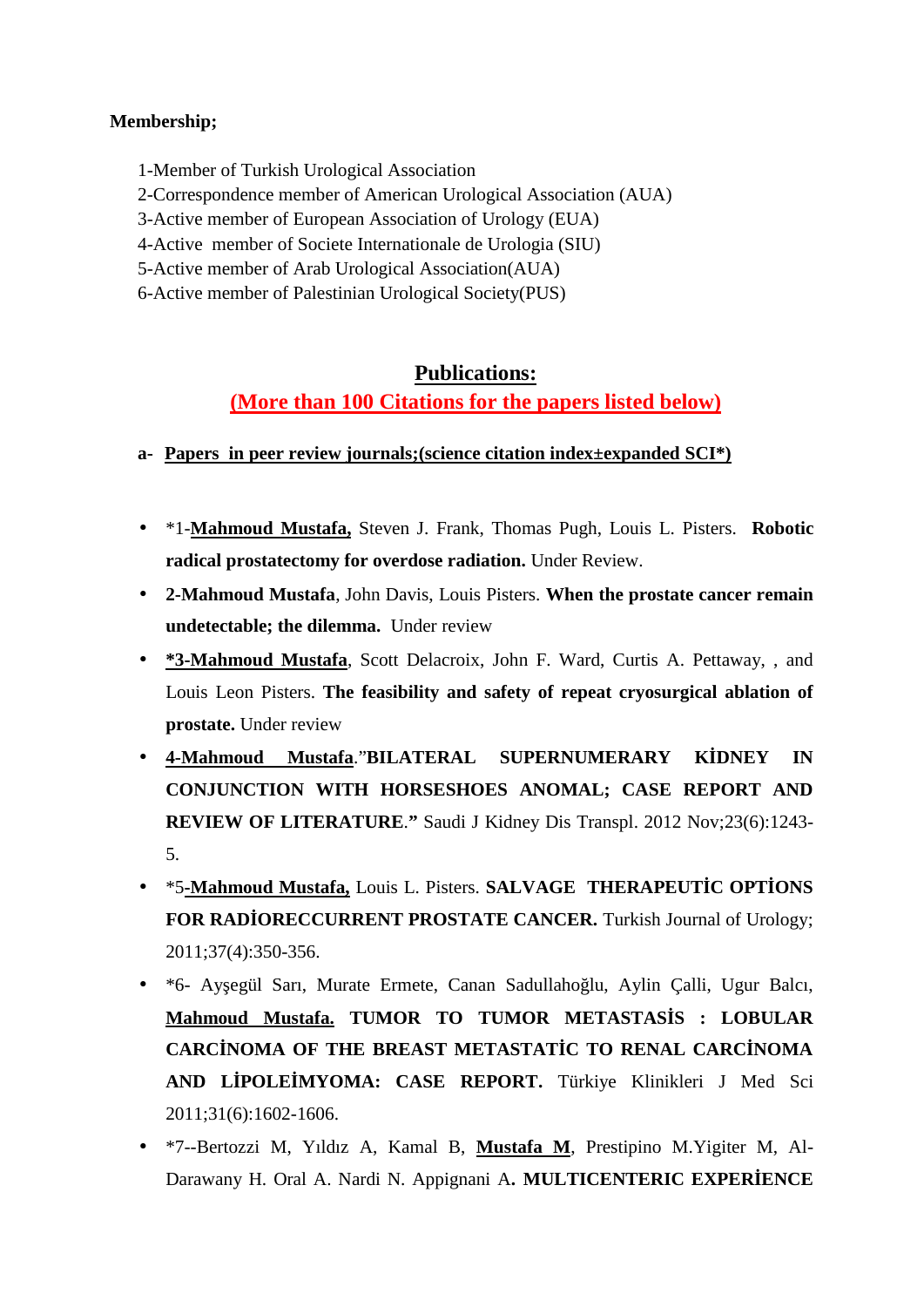**Membership;**

1-Member of Turkish Urological Association
2-Correspondence member of American Urological Association (AUA)
3-Active member of European Association of Urology (EUA)
4-Active member of Societe Internationale de Urologia (SIU)
5-Active member of Arab Urological Association(AUA)
6-Active member of Palestinian Urological Society(PUS)

## Publications:

**(More than 100 Citations for the papers listed below)**

**a- Papers in peer review journals;(science citation index±expanded SCI*)**

- *1-**Mahmoud Mustafa,** Steven J. Frank, Thomas Pugh, Louis L. Pisters. **Robotic radical prostatectomy for overdose radiation.** Under Review.
- **2-Mahmoud Mustafa**, John Davis, Louis Pisters. **When the prostate cancer remain undetectable; the dilemma.** Under review
- ***3-Mahmoud Mustafa**, Scott Delacroix, John F. Ward, Curtis A. Pettaway, , and Louis Leon Pisters. **The feasibility and safety of repeat cryosurgical ablation of prostate.** Under review
- **4-Mahmoud Mustafa**.”**BILATERAL SUPERNUMERARY KİDNEY IN CONJUNCTION WITH HORSESHOES ANOMAL; CASE REPORT AND REVIEW OF LITERATURE**.**”** Saudi J Kidney Dis Transpl. 2012 Nov;23(6):1243-5.
- *5-**Mahmoud Mustafa,** Louis L. Pisters. **SALVAGE THERAPEUTİC OPTİONS FOR RADİORECCURRENT PROSTATE CANCER.** Turkish Journal of Urology; 2011;37(4):350-356.
- *6- Ayşegül Sarı, Murate Ermete, Canan Sadullahoğlu, Aylin Çalli, Ugur Balcı, **Mahmoud Mustafa. TUMOR TO TUMOR METASTASİS : LOBULAR CARCİNOMA OF THE BREAST METASTATİC TO RENAL CARCİNOMA AND LİPOLEİMYOMA: CASE REPORT.** Türkiye Klinikleri J Med Sci 2011;31(6):1602-1606.
- *7--Bertozzi M, Yıldız A, Kamal B, **Mustafa M**, Prestipino M.Yigiter M, Al-Darawany H. Oral A. Nardi N. Appignani A**. MULTICENTERIC EXPERİENCE**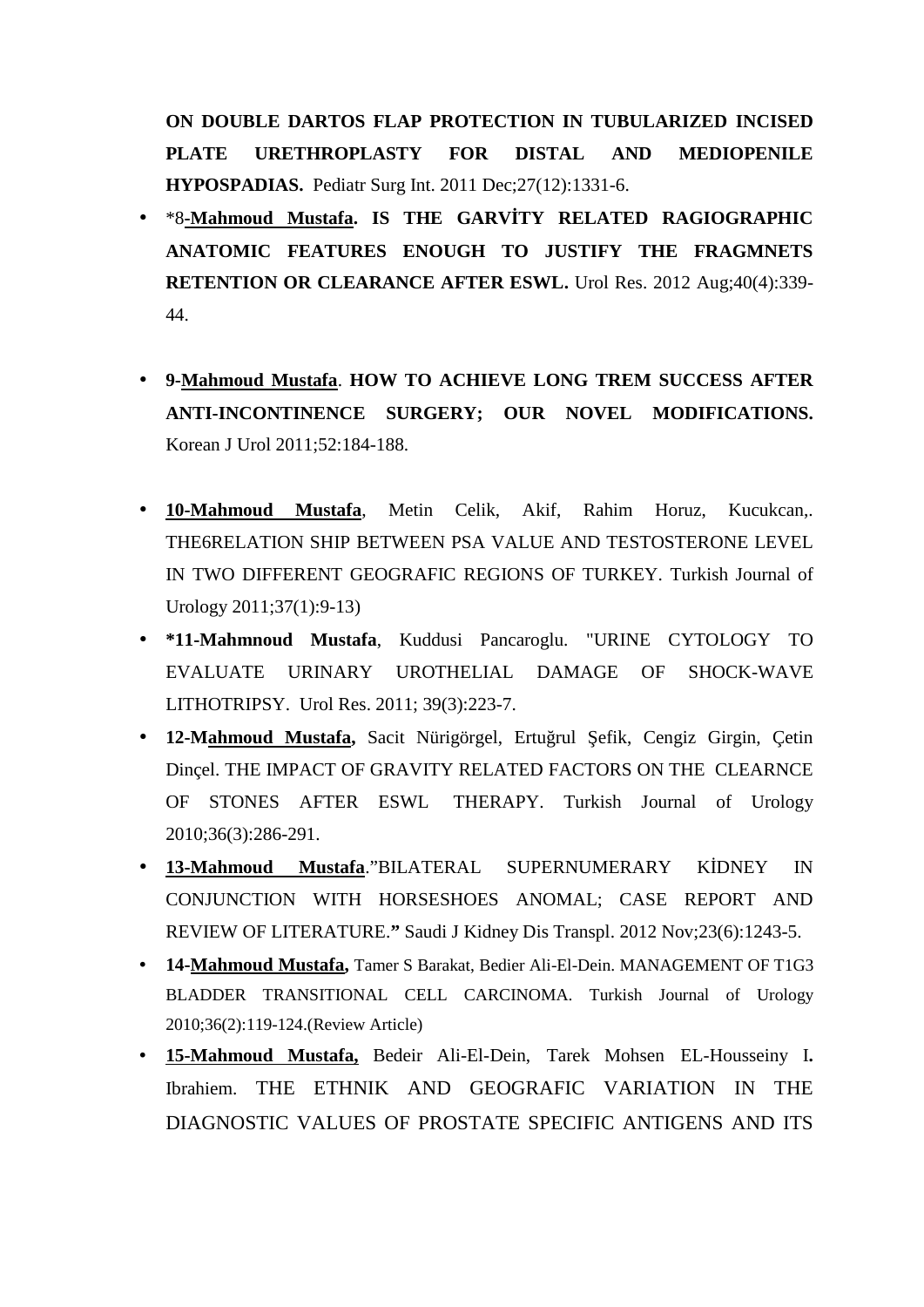**ON DOUBLE DARTOS FLAP PROTECTION IN TUBULARIZED INCISED PLATE URETHROPLASTY FOR DISTAL AND MEDIOPENILE HYPOSPADIAS.** Pediatr Surg Int. 2011 Dec;27(12):1331-6.

- *8-**Mahmoud Mustafa. IS THE GARVİTY RELATED RAGIOGRAPHIC ANATOMIC FEATURES ENOUGH TO JUSTIFY THE FRAGMNETS RETENTION OR CLEARANCE AFTER ESWL.** Urol Res. 2012 Aug;40(4):339-44.

- **9-Mahmoud Mustafa**. **HOW TO ACHIEVE LONG TREM SUCCESS AFTER ANTI-INCONTINENCE SURGERY; OUR NOVEL MODIFICATIONS.** Korean J Urol 2011;52:184-188.

- **10-Mahmoud Mustafa**, Metin Celik, Akif, Rahim Horuz, Kucukcan,. THE6RELATION SHIP BETWEEN PSA VALUE AND TESTOSTERONE LEVEL IN TWO DIFFERENT GEOGRAFIC REGIONS OF TURKEY. Turkish Journal of Urology 2011;37(1):9-13)
- ***11-Mahmnoud Mustafa**, Kuddusi Pancaroglu. "URINE CYTOLOGY TO EVALUATE URINARY UROTHELIAL DAMAGE OF SHOCK-WAVE LITHOTRIPSY. Urol Res. 2011; 39(3):223-7.
- **12-Mahmoud Mustafa,** Sacit Nürigörgel, Ertuğrul Şefik, Cengiz Girgin, Çetin Dinçel. THE IMPACT OF GRAVITY RELATED FACTORS ON THE CLEARNCE OF STONES AFTER ESWL THERAPY. Turkish Journal of Urology 2010;36(3):286-291.
- **13-Mahmoud Mustafa**."BILATERAL SUPERNUMERARY KİDNEY IN CONJUNCTION WITH HORSESHOES ANOMAL; CASE REPORT AND REVIEW OF LITERATURE.**"** Saudi J Kidney Dis Transpl. 2012 Nov;23(6):1243-5.
- **14-Mahmoud Mustafa,** Tamer S Barakat, Bedier Ali-El-Dein. MANAGEMENT OF T1G3 BLADDER TRANSITIONAL CELL CARCINOMA. Turkish Journal of Urology 2010;36(2):119-124.(Review Article)
- **15-Mahmoud Mustafa,** Bedeir Ali-El-Dein, Tarek Mohsen EL-Housseiny I**.** Ibrahiem. THE ETHNIK AND GEOGRAFIC VARIATION IN THE DIAGNOSTIC VALUES OF PROSTATE SPECIFIC ANTIGENS AND ITS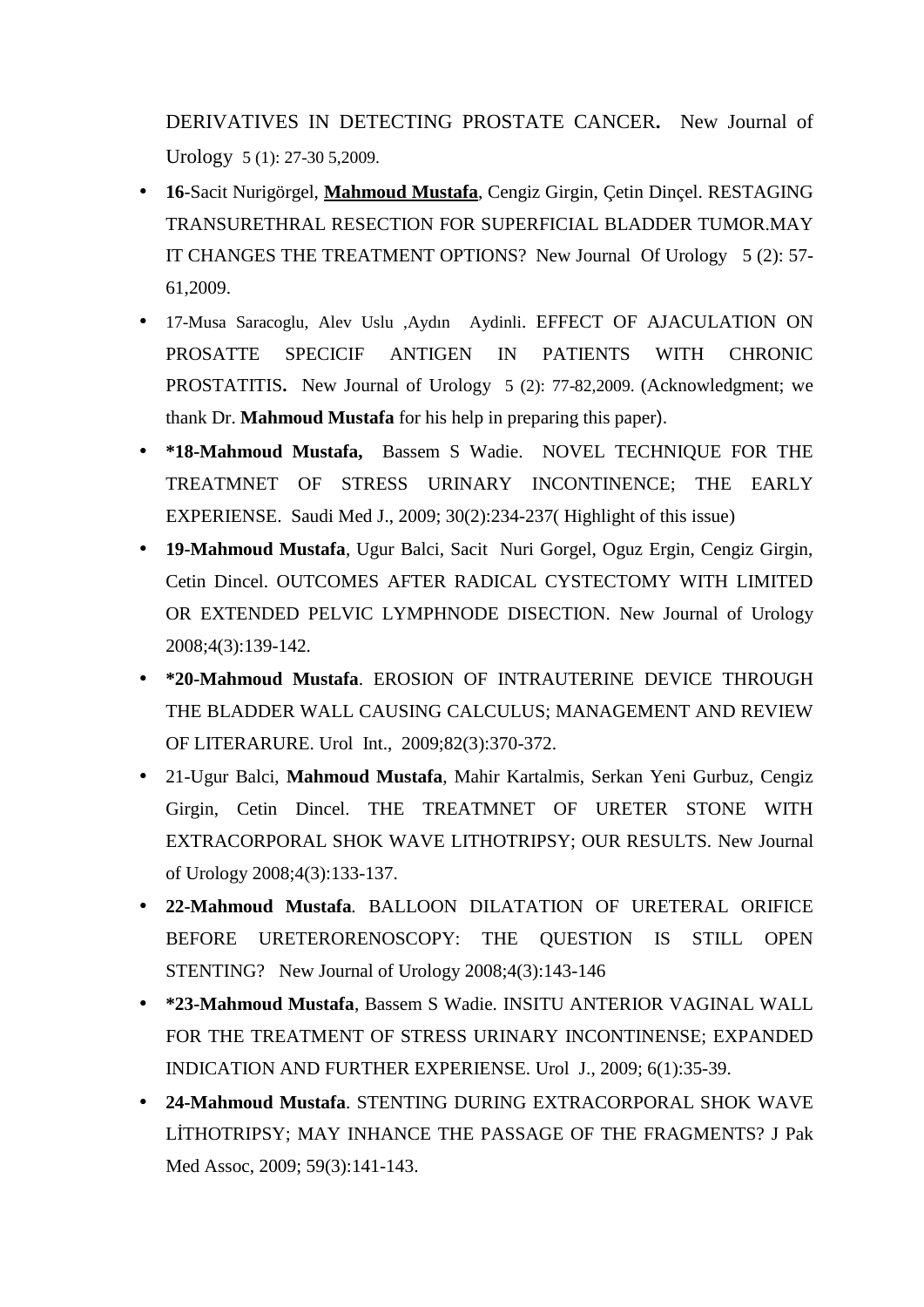DERIVATIVES IN DETECTING PROSTATE CANCER**.** New Journal of Urology 5 (1): 27-30 5,2009.

- **16**-Sacit Nurigörgel, **Mahmoud Mustafa**, Cengiz Girgin, Çetin Dinçel. RESTAGING TRANSURETHRAL RESECTION FOR SUPERFICIAL BLADDER TUMOR.MAY IT CHANGES THE TREATMENT OPTIONS? New Journal Of Urology 5 (2): 57-61,2009.
- 17-Musa Saracoglu, Alev Uslu ,Aydın Aydinli. EFFECT OF AJACULATION ON PROSATTE SPECICIF ANTIGEN IN PATIENTS WITH CHRONIC PROSTATITIS**.** New Journal of Urology 5 (2): 77-82,2009. (Acknowledgment; we thank Dr. **Mahmoud Mustafa** for his help in preparing this paper).
- **\*18-Mahmoud Mustafa,** Bassem S Wadie. NOVEL TECHNIQUE FOR THE TREATMNET OF STRESS URINARY INCONTINENCE; THE EARLY EXPERIENSE. Saudi Med J., 2009; 30(2):234-237( Highlight of this issue)
- **19-Mahmoud Mustafa**, Ugur Balci, Sacit Nuri Gorgel, Oguz Ergin, Cengiz Girgin, Cetin Dincel. OUTCOMES AFTER RADICAL CYSTECTOMY WITH LIMITED OR EXTENDED PELVIC LYMPHNODE DISECTION. New Journal of Urology 2008;4(3):139-142.
- **\*20-Mahmoud Mustafa**. EROSION OF INTRAUTERINE DEVICE THROUGH THE BLADDER WALL CAUSING CALCULUS; MANAGEMENT AND REVIEW OF LITERARURE. Urol Int., 2009;82(3):370-372.
- 21-Ugur Balci, **Mahmoud Mustafa**, Mahir Kartalmis, Serkan Yeni Gurbuz, Cengiz Girgin, Cetin Dincel. THE TREATMNET OF URETER STONE WITH EXTRACORPORAL SHOK WAVE LITHOTRIPSY; OUR RESULTS. New Journal of Urology 2008;4(3):133-137.
- **22-Mahmoud Mustafa**. BALLOON DILATATION OF URETERAL ORIFICE BEFORE URETERORENOSCOPY: THE QUESTION IS STILL OPEN STENTING? New Journal of Urology 2008;4(3):143-146
- **\*23-Mahmoud Mustafa**, Bassem S Wadie. INSITU ANTERIOR VAGINAL WALL FOR THE TREATMENT OF STRESS URINARY INCONTINENSE; EXPANDED INDICATION AND FURTHER EXPERIENSE. Urol J., 2009; 6(1):35-39.
- **24-Mahmoud Mustafa**. STENTING DURING EXTRACORPORAL SHOK WAVE LİTHOTRIPSY; MAY INHANCE THE PASSAGE OF THE FRAGMENTS? J Pak Med Assoc, 2009; 59(3):141-143.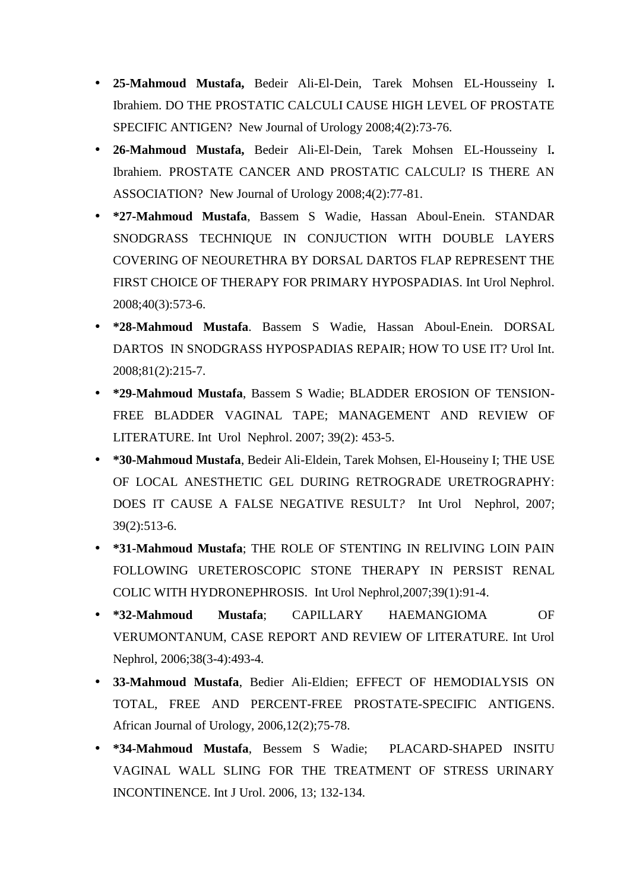- **25-Mahmoud Mustafa,** Bedeir Ali-El-Dein, Tarek Mohsen EL-Housseiny I**.** Ibrahiem. DO THE PROSTATIC CALCULI CAUSE HIGH LEVEL OF PROSTATE SPECIFIC ANTIGEN? New Journal of Urology 2008;4(2):73-76.
- **26-Mahmoud Mustafa,** Bedeir Ali-El-Dein, Tarek Mohsen EL-Housseiny I**.** Ibrahiem. PROSTATE CANCER AND PROSTATIC CALCULI? IS THERE AN ASSOCIATION? New Journal of Urology 2008;4(2):77-81.
- ***27-Mahmoud Mustafa**, Bassem S Wadie, Hassan Aboul-Enein. STANDAR SNODGRASS TECHNIQUE IN CONJUCTION WITH DOUBLE LAYERS COVERING OF NEOURETHRA BY DORSAL DARTOS FLAP REPRESENT THE FIRST CHOICE OF THERAPY FOR PRIMARY HYPOSPADIAS. Int Urol Nephrol. 2008;40(3):573-6.
- ***28-Mahmoud Mustafa**. Bassem S Wadie, Hassan Aboul-Enein. DORSAL DARTOS IN SNODGRASS HYPOSPADIAS REPAIR; HOW TO USE IT? Urol Int. 2008;81(2):215-7.
- ***29-Mahmoud Mustafa**, Bassem S Wadie; BLADDER EROSION OF TENSION-FREE BLADDER VAGINAL TAPE; MANAGEMENT AND REVIEW OF LITERATURE. Int Urol Nephrol. 2007; 39(2): 453-5.
- ***30-Mahmoud Mustafa**, Bedeir Ali-Eldein, Tarek Mohsen, El-Houseiny I; THE USE OF LOCAL ANESTHETIC GEL DURING RETROGRADE URETROGRAPHY: DOES IT CAUSE A FALSE NEGATIVE RESULT*?* Int Urol Nephrol, 2007; 39(2):513-6.
- ***31-Mahmoud Mustafa**; THE ROLE OF STENTING IN RELIVING LOIN PAIN FOLLOWING URETEROSCOPIC STONE THERAPY IN PERSIST RENAL COLIC WITH HYDRONEPHROSIS. Int Urol Nephrol,2007;39(1):91-4.
- ***32-Mahmoud Mustafa**; CAPILLARY HAEMANGIOMA OF VERUMONTANUM, CASE REPORT AND REVIEW OF LITERATURE. Int Urol Nephrol, 2006;38(3-4):493-4.
- **33-Mahmoud Mustafa**, Bedier Ali-Eldien; EFFECT OF HEMODIALYSIS ON TOTAL, FREE AND PERCENT-FREE PROSTATE-SPECIFIC ANTIGENS. African Journal of Urology, 2006,12(2);75-78.
- ***34-Mahmoud Mustafa**, Bessem S Wadie; PLACARD-SHAPED INSITU VAGINAL WALL SLING FOR THE TREATMENT OF STRESS URINARY INCONTINENCE. Int J Urol. 2006, 13; 132-134.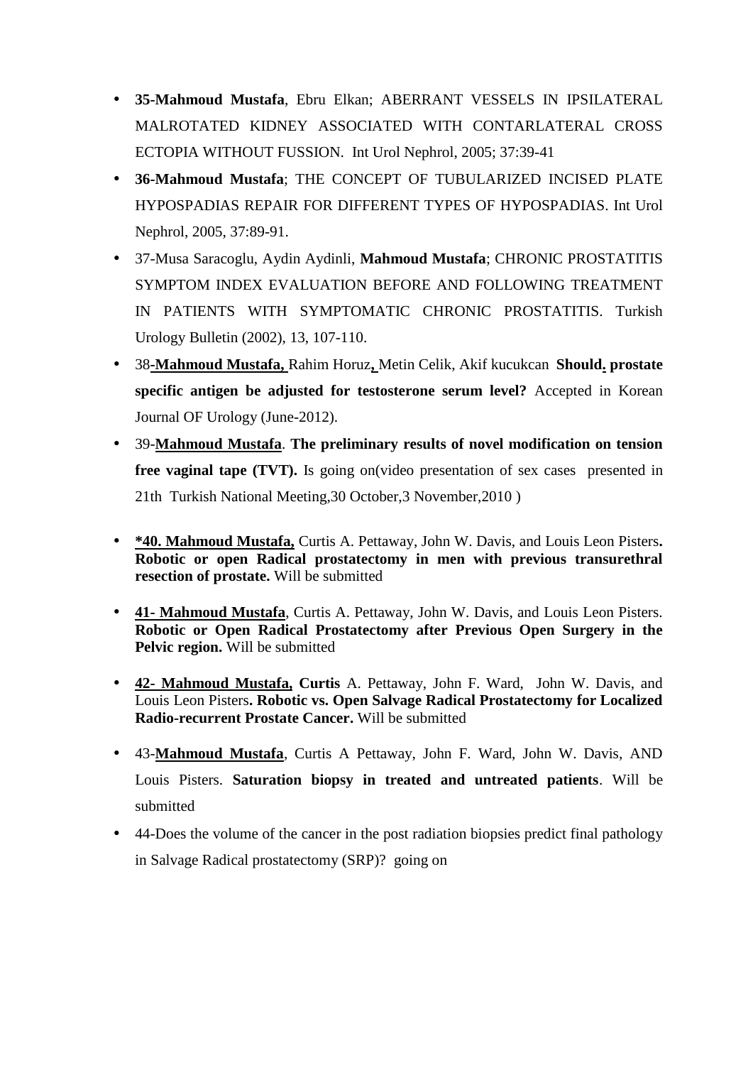- **35-Mahmoud Mustafa**, Ebru Elkan; ABERRANT VESSELS IN IPSILATERAL MALROTATED KIDNEY ASSOCIATED WITH CONTARLATERAL CROSS ECTOPIA WITHOUT FUSSION. Int Urol Nephrol, 2005; 37:39-41
- **36-Mahmoud Mustafa**; THE CONCEPT OF TUBULARIZED INCISED PLATE HYPOSPADIAS REPAIR FOR DIFFERENT TYPES OF HYPOSPADIAS. Int Urol Nephrol, 2005, 37:89-91.
- 37-Musa Saracoglu, Aydin Aydinli, **Mahmoud Mustafa**; CHRONIC PROSTATITIS SYMPTOM INDEX EVALUATION BEFORE AND FOLLOWING TREATMENT IN PATIENTS WITH SYMPTOMATIC CHRONIC PROSTATITIS. Turkish Urology Bulletin (2002), 13, 107-110.
- 38-**Mahmoud Mustafa,** Rahim Horuz, Metin Celik, Akif kucukcan **Should. prostate specific antigen be adjusted for testosterone serum level?** Accepted in Korean Journal OF Urology (June-2012).
- 39-**Mahmoud Mustafa**. **The preliminary results of novel modification on tension free vaginal tape (TVT).** Is going on(video presentation of sex cases presented in 21th Turkish National Meeting,30 October,3 November,2010 )
- ***40. Mahmoud Mustafa,** Curtis A. Pettaway, John W. Davis, and Louis Leon Pisters**. Robotic or open Radical prostatectomy in men with previous transurethral resection of prostate.** Will be submitted
- **41- Mahmoud Mustafa**, Curtis A. Pettaway, John W. Davis, and Louis Leon Pisters. **Robotic or Open Radical Prostatectomy after Previous Open Surgery in the Pelvic region.** Will be submitted
- **42- Mahmoud Mustafa, Curtis** A. Pettaway, John F. Ward, John W. Davis, and Louis Leon Pisters**. Robotic vs. Open Salvage Radical Prostatectomy for Localized Radio-recurrent Prostate Cancer.** Will be submitted
- 43-**Mahmoud Mustafa**, Curtis A Pettaway, John F. Ward, John W. Davis, AND Louis Pisters. **Saturation biopsy in treated and untreated patients**. Will be submitted
- 44-Does the volume of the cancer in the post radiation biopsies predict final pathology in Salvage Radical prostatectomy (SRP)? going on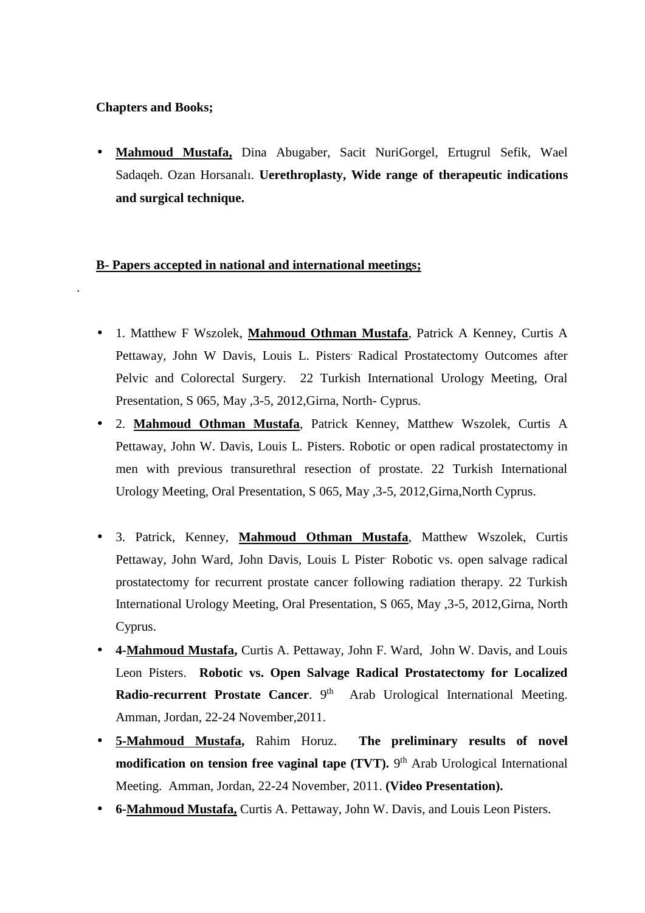**Chapters and Books;**

- **<u>Mahmoud Mustafa,</u>** Dina Abugaber, Sacit NuriGorgel, Ertugrul Sefik, Wael Sadaqeh. Ozan Horsanalı. **Uerethroplasty, Wide range of therapeutic indications and surgical technique.**

**<u>B- Papers accepted in national and international meetings;</u>**

.

- 1. Matthew F Wszolek, **<u>Mahmoud Othman Mustafa</u>**, Patrick A Kenney, Curtis A Pettaway, John W Davis, Louis L. Pisters. Radical Prostatectomy Outcomes after Pelvic and Colorectal Surgery. 22 Turkish International Urology Meeting, Oral Presentation, S 065, May ,3-5, 2012,Girna, North- Cyprus.
- 2. **<u>Mahmoud Othman Mustafa</u>**, Patrick Kenney, Matthew Wszolek, Curtis A Pettaway, John W. Davis, Louis L. Pisters. Robotic or open radical prostatectomy in men with previous transurethral resection of prostate. 22 Turkish International Urology Meeting, Oral Presentation, S 065, May ,3-5, 2012,Girna,North Cyprus.
- 3. Patrick, Kenney, **<u>Mahmoud Othman Mustafa</u>**, Matthew Wszolek, Curtis Pettaway, John Ward, John Davis, Louis L Pister. Robotic vs. open salvage radical prostatectomy for recurrent prostate cancer following radiation therapy. 22 Turkish International Urology Meeting, Oral Presentation, S 065, May ,3-5, 2012,Girna, North Cyprus.
- **4-<u>Mahmoud Mustafa,</u>** Curtis A. Pettaway, John F. Ward, John W. Davis, and Louis Leon Pisters. **Robotic vs. Open Salvage Radical Prostatectomy for Localized Radio-recurrent Prostate Cancer**. 9th Arab Urological International Meeting. Amman, Jordan, 22-24 November,2011.
- **<u>5-Mahmoud Mustafa,</u>** Rahim Horuz. **The preliminary results of novel modification on tension free vaginal tape (TVT).** 9th Arab Urological International Meeting. Amman, Jordan, 22-24 November, 2011. **(Video Presentation).**
- **6-<u>Mahmoud Mustafa,</u>** Curtis A. Pettaway, John W. Davis, and Louis Leon Pisters.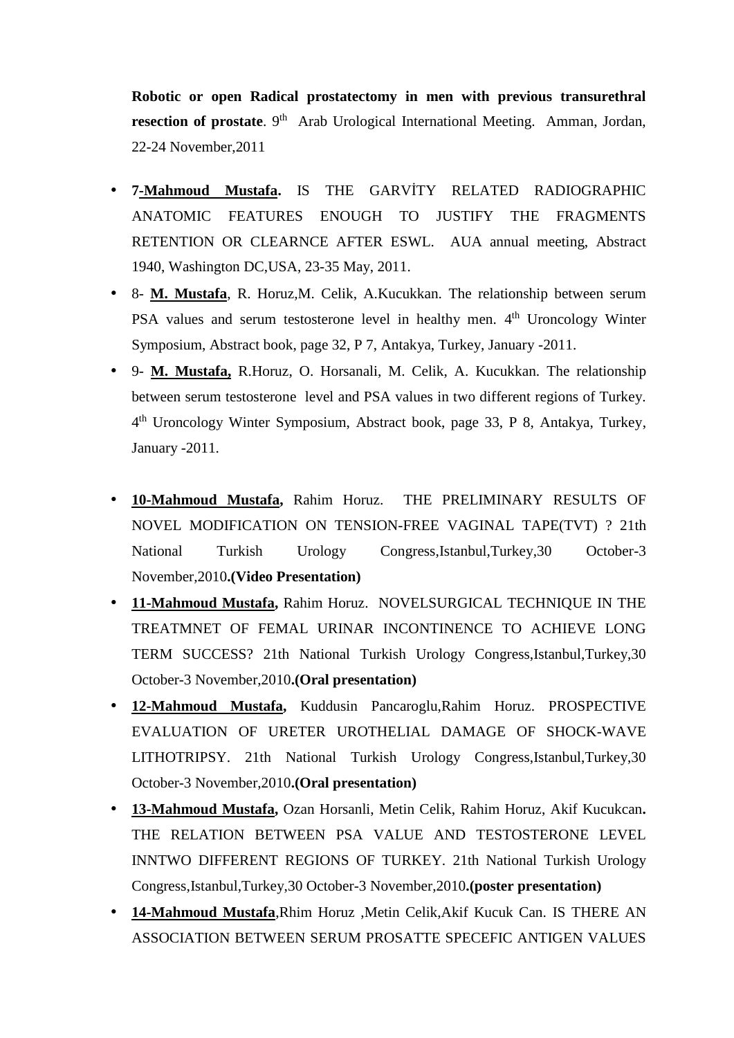**Robotic or open Radical prostatectomy in men with previous transurethral resection of prostate**. 9th Arab Urological International Meeting. Amman, Jordan, 22-24 November,2011

- **7-<u>Mahmoud Mustafa</u>.** IS THE GARVİTY RELATED RADIOGRAPHIC ANATOMIC FEATURES ENOUGH TO JUSTIFY THE FRAGMENTS RETENTION OR CLEARNCE AFTER ESWL. AUA annual meeting, Abstract 1940, Washington DC,USA, 23-35 May, 2011.
- 8- **<u>M. Mustafa</u>**, R. Horuz,M. Celik, A.Kucukkan. The relationship between serum PSA values and serum testosterone level in healthy men. 4th Uroncology Winter Symposium, Abstract book, page 32, P 7, Antakya, Turkey, January -2011.
- 9- **<u>M. Mustafa,</u>** R.Horuz, O. Horsanali, M. Celik, A. Kucukkan. The relationship between serum testosterone level and PSA values in two different regions of Turkey. 4th Uroncology Winter Symposium, Abstract book, page 33, P 8, Antakya, Turkey, January -2011.

- **<u>10-Mahmoud Mustafa</u>,** Rahim Horuz. THE PRELIMINARY RESULTS OF NOVEL MODIFICATION ON TENSION-FREE VAGINAL TAPE(TVT) ? 21th National Turkish Urology Congress,Istanbul,Turkey,30 October-3 November,2010**.(Video Presentation)**
- **<u>11-Mahmoud Mustafa</u>,** Rahim Horuz. NOVELSURGICAL TECHNIQUE IN THE TREATMNET OF FEMAL URINAR INCONTINENCE TO ACHIEVE LONG TERM SUCCESS? 21th National Turkish Urology Congress,Istanbul,Turkey,30 October-3 November,2010**.(Oral presentation)**
- **<u>12-Mahmoud Mustafa</u>,** Kuddusin Pancaroglu,Rahim Horuz. PROSPECTIVE EVALUATION OF URETER UROTHELIAL DAMAGE OF SHOCK-WAVE LITHOTRIPSY. 21th National Turkish Urology Congress,Istanbul,Turkey,30 October-3 November,2010**.(Oral presentation)**
- **<u>13-Mahmoud Mustafa</u>,** Ozan Horsanli, Metin Celik, Rahim Horuz, Akif Kucukcan**.** THE RELATION BETWEEN PSA VALUE AND TESTOSTERONE LEVEL INNTWO DIFFERENT REGIONS OF TURKEY. 21th National Turkish Urology Congress,Istanbul,Turkey,30 October-3 November,2010**.(poster presentation)**
- **<u>14-Mahmoud Mustafa</u>**,Rhim Horuz ,Metin Celik,Akif Kucuk Can. IS THERE AN ASSOCIATION BETWEEN SERUM PROSATTE SPECEFIC ANTIGEN VALUES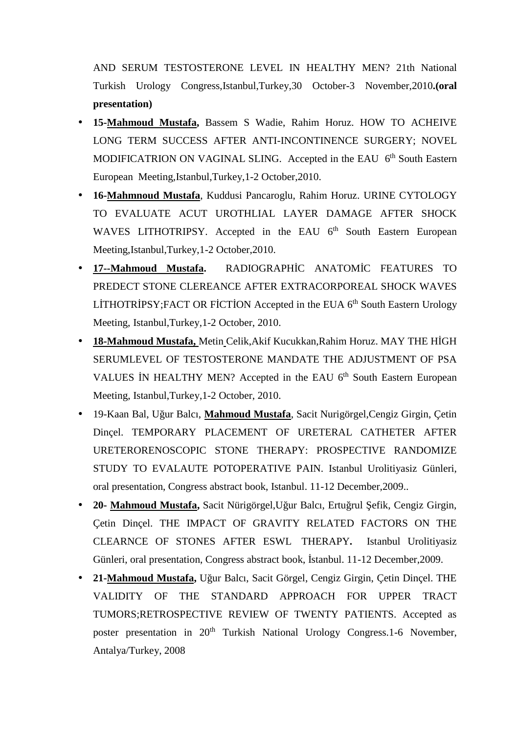AND SERUM TESTOSTERONE LEVEL IN HEALTHY MEN? 21th National Turkish Urology Congress,Istanbul,Turkey,30 October-3 November,2010**.(oral presentation)**

- **15-Mahmoud Mustafa,** Bassem S Wadie, Rahim Horuz. HOW TO ACHEIVE LONG TERM SUCCESS AFTER ANTI-INCONTINENCE SURGERY; NOVEL MODIFICATRION ON VAGINAL SLING. Accepted in the EAU 6th South Eastern European Meeting,Istanbul,Turkey,1-2 October,2010.
- **16-Mahmnoud Mustafa**, Kuddusi Pancaroglu, Rahim Horuz. URINE CYTOLOGY TO EVALUATE ACUT UROTHLIAL LAYER DAMAGE AFTER SHOCK WAVES LITHOTRIPSY. Accepted in the EAU 6th South Eastern European Meeting,Istanbul,Turkey,1-2 October,2010.
- **17--Mahmoud Mustafa.** RADIOGRAPHİC ANATOMİC FEATURES TO PREDECT STONE CLEREANCE AFTER EXTRACORPOREAL SHOCK WAVES LİTHOTRİPSY;FACT OR FİCTİON Accepted in the EUA 6th South Eastern Urology Meeting, Istanbul,Turkey,1-2 October, 2010.
- **18-Mahmoud Mustafa,** Metin Celik,Akif Kucukkan,Rahim Horuz. MAY THE HİGH SERUMLEVEL OF TESTOSTERONE MANDATE THE ADJUSTMENT OF PSA VALUES İN HEALTHY MEN? Accepted in the EAU 6th South Eastern European Meeting, Istanbul,Turkey,1-2 October, 2010.
- 19-Kaan Bal, Uğur Balcı, **Mahmoud Mustafa**, Sacit Nurigörgel,Cengiz Girgin, Çetin Dinçel. TEMPORARY PLACEMENT OF URETERAL CATHETER AFTER URETERORENOSCOPIC STONE THERAPY: PROSPECTIVE RANDOMIZE STUDY TO EVALAUTE POTOPERATIVE PAIN. Istanbul Urolitiyasiz Günleri, oral presentation, Congress abstract book, Istanbul. 11-12 December,2009..
- **20- Mahmoud Mustafa,** Sacit Nürigörgel,Uğur Balcı, Ertuğrul Şefik, Cengiz Girgin, Çetin Dinçel. THE IMPACT OF GRAVITY RELATED FACTORS ON THE CLEARNCE OF STONES AFTER ESWL THERAPY**.** Istanbul Urolitiyasiz Günleri, oral presentation, Congress abstract book, İstanbul. 11-12 December,2009.
- **21-Mahmoud Mustafa,** Uğur Balcı, Sacit Görgel, Cengiz Girgin, Çetin Dinçel. THE VALIDITY OF THE STANDARD APPROACH FOR UPPER TRACT TUMORS;RETROSPECTIVE REVIEW OF TWENTY PATIENTS. Accepted as poster presentation in 20th Turkish National Urology Congress.1-6 November, Antalya/Turkey, 2008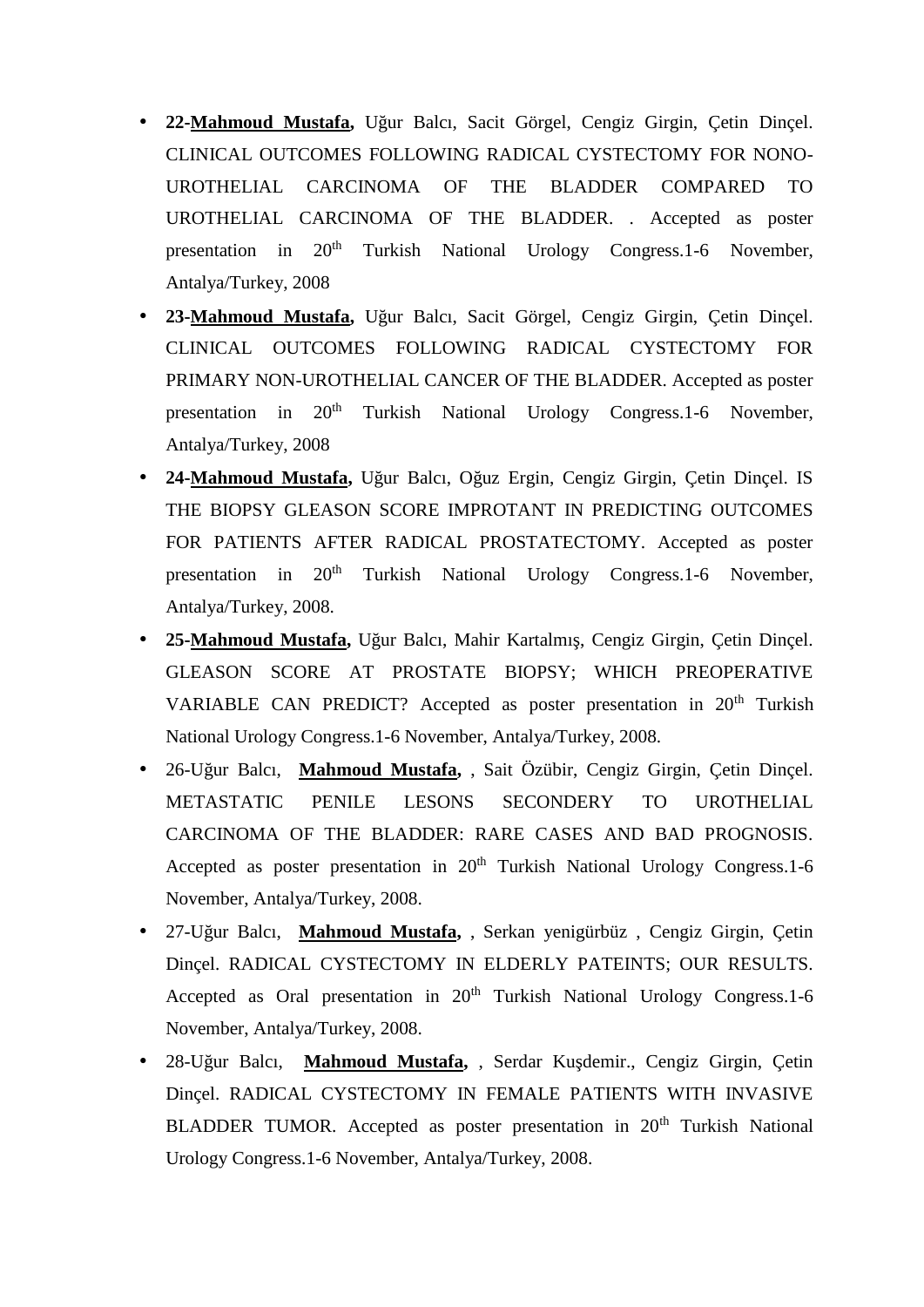- **22-<u>Mahmoud Mustafa</u>,** Uğur Balcı, Sacit Görgel, Cengiz Girgin, Çetin Dinçel. CLINICAL OUTCOMES FOLLOWING RADICAL CYSTECTOMY FOR NONO-UROTHELIAL CARCINOMA OF THE BLADDER COMPARED TO UROTHELIAL CARCINOMA OF THE BLADDER. . Accepted as poster presentation in 20th Turkish National Urology Congress.1-6 November, Antalya/Turkey, 2008
- **23-<u>Mahmoud Mustafa</u>,** Uğur Balcı, Sacit Görgel, Cengiz Girgin, Çetin Dinçel. CLINICAL OUTCOMES FOLLOWING RADICAL CYSTECTOMY FOR PRIMARY NON-UROTHELIAL CANCER OF THE BLADDER. Accepted as poster presentation in 20th Turkish National Urology Congress.1-6 November, Antalya/Turkey, 2008
- **24-<u>Mahmoud Mustafa</u>,** Uğur Balcı, Oğuz Ergin, Cengiz Girgin, Çetin Dinçel. IS THE BIOPSY GLEASON SCORE IMPROTANT IN PREDICTING OUTCOMES FOR PATIENTS AFTER RADICAL PROSTATECTOMY. Accepted as poster presentation in 20th Turkish National Urology Congress.1-6 November, Antalya/Turkey, 2008.
- **25-<u>Mahmoud Mustafa</u>,** Uğur Balcı, Mahir Kartalmış, Cengiz Girgin, Çetin Dinçel. GLEASON SCORE AT PROSTATE BIOPSY; WHICH PREOPERATIVE VARIABLE CAN PREDICT? Accepted as poster presentation in 20th Turkish National Urology Congress.1-6 November, Antalya/Turkey, 2008.
- 26-Uğur Balcı, **<u>Mahmoud Mustafa</u>,** , Sait Özübir, Cengiz Girgin, Çetin Dinçel. METASTATIC PENILE LESONS SECONDERY TO UROTHELIAL CARCINOMA OF THE BLADDER: RARE CASES AND BAD PROGNOSIS. Accepted as poster presentation in 20th Turkish National Urology Congress.1-6 November, Antalya/Turkey, 2008.
- 27-Uğur Balcı, **<u>Mahmoud Mustafa</u>,** , Serkan yenigürbüz , Cengiz Girgin, Çetin Dinçel. RADICAL CYSTECTOMY IN ELDERLY PATEINTS; OUR RESULTS. Accepted as Oral presentation in 20th Turkish National Urology Congress.1-6 November, Antalya/Turkey, 2008.
- 28-Uğur Balcı, **<u>Mahmoud Mustafa</u>,** , Serdar Kuşdemir., Cengiz Girgin, Çetin Dinçel. RADICAL CYSTECTOMY IN FEMALE PATIENTS WITH INVASIVE BLADDER TUMOR. Accepted as poster presentation in 20th Turkish National Urology Congress.1-6 November, Antalya/Turkey, 2008.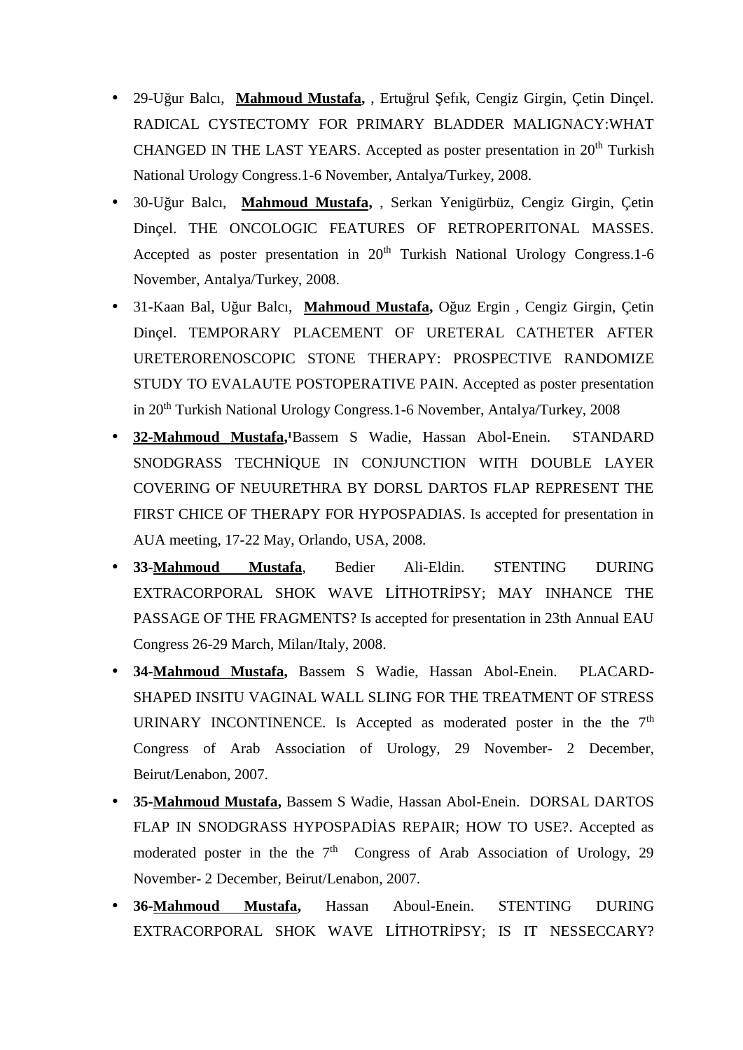- 29-Uğur Balcı, **Mahmoud Mustafa,** , Ertuğrul Şefık, Cengiz Girgin, Çetin Dinçel. RADICAL CYSTECTOMY FOR PRIMARY BLADDER MALIGNACY:WHAT CHANGED IN THE LAST YEARS. Accepted as poster presentation in 20th Turkish National Urology Congress.1-6 November, Antalya/Turkey, 2008.
- 30-Uğur Balcı, **Mahmoud Mustafa,** , Serkan Yenigürbüz, Cengiz Girgin, Çetin Dinçel. THE ONCOLOGIC FEATURES OF RETROPERITONAL MASSES. Accepted as poster presentation in 20th Turkish National Urology Congress.1-6 November, Antalya/Turkey, 2008.
- 31-Kaan Bal, Uğur Balcı, **Mahmoud Mustafa,** Oğuz Ergin , Cengiz Girgin, Çetin Dinçel. TEMPORARY PLACEMENT OF URETERAL CATHETER AFTER URETERORENOSCOPIC STONE THERAPY: PROSPECTIVE RANDOMIZE STUDY TO EVALAUTE POSTOPERATIVE PAIN. Accepted as poster presentation in 20th Turkish National Urology Congress.1-6 November, Antalya/Turkey, 2008
- **32-Mahmoud Mustafa,**[1]Bassem S Wadie, Hassan Abol-Enein. STANDARD SNODGRASS TECHNİQUE IN CONJUNCTION WITH DOUBLE LAYER COVERING OF NEUURETHRA BY DORSL DARTOS FLAP REPRESENT THE FIRST CHICE OF THERAPY FOR HYPOSPADIAS. Is accepted for presentation in AUA meeting, 17-22 May, Orlando, USA, 2008.
- **33-Mahmoud Mustafa**, Bedier Ali-Eldin. STENTING DURING EXTRACORPORAL SHOK WAVE LİTHOTRİPSY; MAY INHANCE THE PASSAGE OF THE FRAGMENTS? Is accepted for presentation in 23th Annual EAU Congress 26-29 March, Milan/Italy, 2008.
- **34-Mahmoud Mustafa,** Bassem S Wadie, Hassan Abol-Enein. PLACARD-SHAPED INSITU VAGINAL WALL SLING FOR THE TREATMENT OF STRESS URINARY INCONTINENCE. Is Accepted as moderated poster in the the 7th Congress of Arab Association of Urology, 29 November- 2 December, Beirut/Lenabon, 2007.
- **35-Mahmoud Mustafa,** Bassem S Wadie, Hassan Abol-Enein. DORSAL DARTOS FLAP IN SNODGRASS HYPOSPADİAS REPAIR; HOW TO USE?. Accepted as moderated poster in the the 7th Congress of Arab Association of Urology, 29 November- 2 December, Beirut/Lenabon, 2007.
- **36-Mahmoud Mustafa,** Hassan Aboul-Enein. STENTING DURING EXTRACORPORAL SHOK WAVE LİTHOTRİPSY; IS IT NESSECCARY?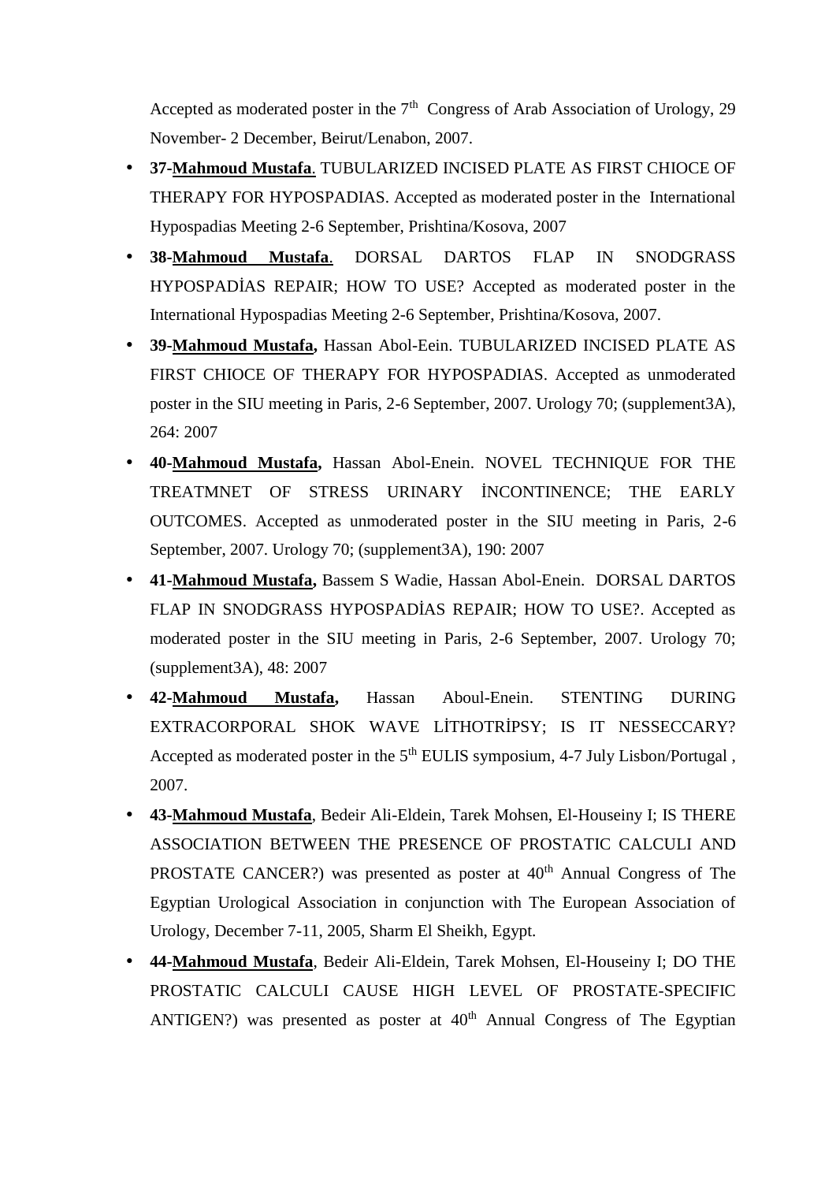Accepted as moderated poster in the 7th Congress of Arab Association of Urology, 29 November- 2 December, Beirut/Lenabon, 2007.

- **37-Mahmoud Mustafa**. TUBULARIZED INCISED PLATE AS FIRST CHIOCE OF THERAPY FOR HYPOSPADIAS. Accepted as moderated poster in the International Hypospadias Meeting 2-6 September, Prishtina/Kosova, 2007
- **38-Mahmoud Mustafa**. DORSAL DARTOS FLAP IN SNODGRASS HYPOSPADİAS REPAIR; HOW TO USE? Accepted as moderated poster in the International Hypospadias Meeting 2-6 September, Prishtina/Kosova, 2007.
- **39-Mahmoud Mustafa,** Hassan Abol-Eein. TUBULARIZED INCISED PLATE AS FIRST CHIOCE OF THERAPY FOR HYPOSPADIAS. Accepted as unmoderated poster in the SIU meeting in Paris, 2-6 September, 2007. Urology 70; (supplement3A), 264: 2007
- **40-Mahmoud Mustafa,** Hassan Abol-Enein. NOVEL TECHNIQUE FOR THE TREATMNET OF STRESS URINARY İNCONTINENCE; THE EARLY OUTCOMES. Accepted as unmoderated poster in the SIU meeting in Paris, 2-6 September, 2007. Urology 70; (supplement3A), 190: 2007
- **41-Mahmoud Mustafa,** Bassem S Wadie, Hassan Abol-Enein. DORSAL DARTOS FLAP IN SNODGRASS HYPOSPADİAS REPAIR; HOW TO USE?. Accepted as moderated poster in the SIU meeting in Paris, 2-6 September, 2007. Urology 70; (supplement3A), 48: 2007
- **42-Mahmoud Mustafa,** Hassan Aboul-Enein. STENTING DURING EXTRACORPORAL SHOK WAVE LİTHOTRİPSY; IS IT NESSECCARY? Accepted as moderated poster in the 5th EULIS symposium, 4-7 July Lisbon/Portugal , 2007.
- **43-Mahmoud Mustafa**, Bedeir Ali-Eldein, Tarek Mohsen, El-Houseiny I; IS THERE ASSOCIATION BETWEEN THE PRESENCE OF PROSTATIC CALCULI AND PROSTATE CANCER?) was presented as poster at 40th Annual Congress of The Egyptian Urological Association in conjunction with The European Association of Urology, December 7-11, 2005, Sharm El Sheikh, Egypt.
- **44-Mahmoud Mustafa**, Bedeir Ali-Eldein, Tarek Mohsen, El-Houseiny I; DO THE PROSTATIC CALCULI CAUSE HIGH LEVEL OF PROSTATE-SPECIFIC ANTIGEN?) was presented as poster at 40th Annual Congress of The Egyptian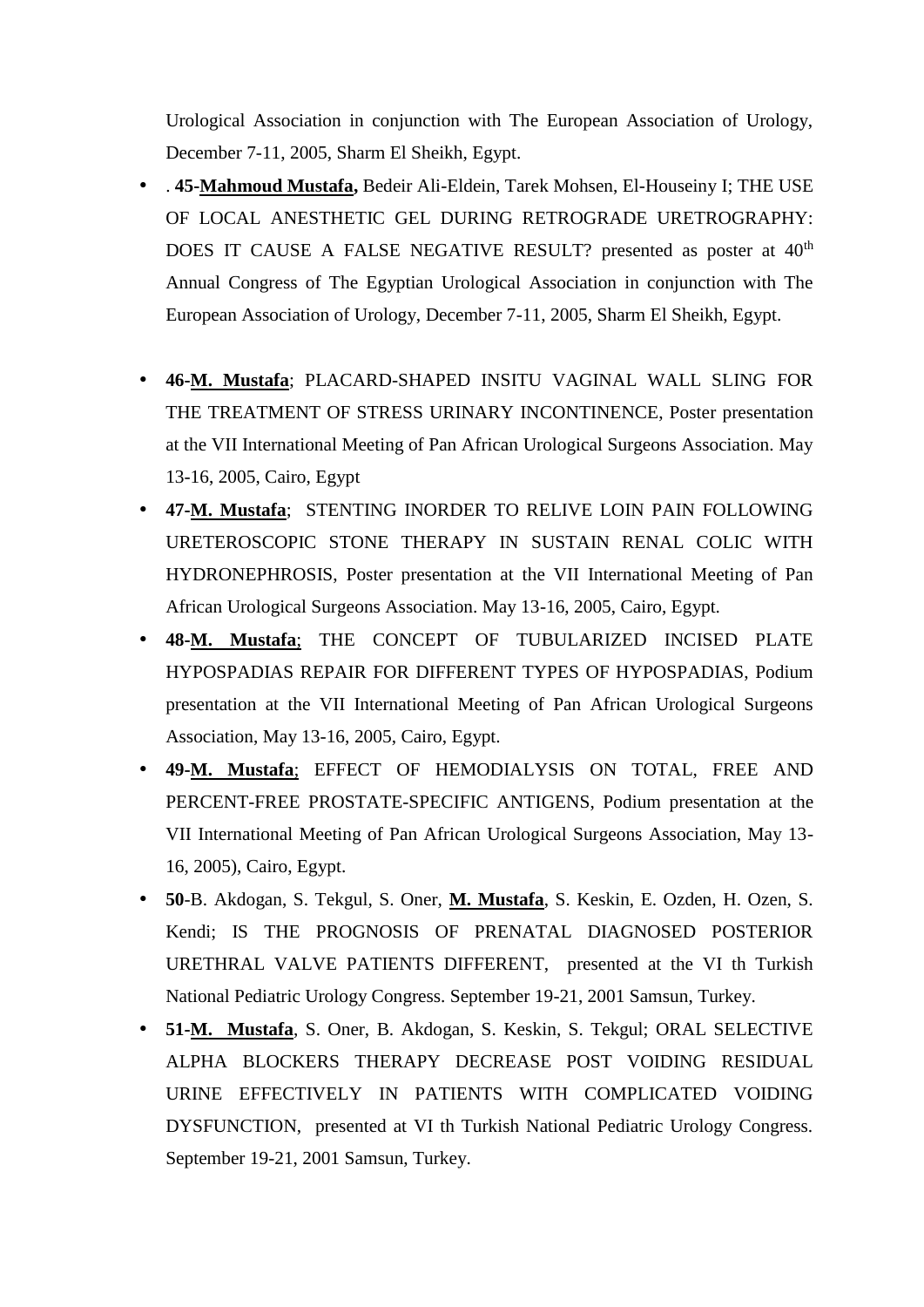Urological Association in conjunction with The European Association of Urology, December 7-11, 2005, Sharm El Sheikh, Egypt.

- . **45-Mahmoud Mustafa,** Bedeir Ali-Eldein, Tarek Mohsen, El-Houseiny I; THE USE OF LOCAL ANESTHETIC GEL DURING RETROGRADE URETROGRAPHY: DOES IT CAUSE A FALSE NEGATIVE RESULT? presented as poster at 40th Annual Congress of The Egyptian Urological Association in conjunction with The European Association of Urology, December 7-11, 2005, Sharm El Sheikh, Egypt.

- **46-M. Mustafa**; PLACARD-SHAPED INSITU VAGINAL WALL SLING FOR THE TREATMENT OF STRESS URINARY INCONTINENCE, Poster presentation at the VII International Meeting of Pan African Urological Surgeons Association. May 13-16, 2005, Cairo, Egypt
- **47-M. Mustafa**; STENTING INORDER TO RELIVE LOIN PAIN FOLLOWING URETEROSCOPIC STONE THERAPY IN SUSTAIN RENAL COLIC WITH HYDRONEPHROSIS, Poster presentation at the VII International Meeting of Pan African Urological Surgeons Association. May 13-16, 2005, Cairo, Egypt.
- **48-M. Mustafa**; THE CONCEPT OF TUBULARIZED INCISED PLATE HYPOSPADIAS REPAIR FOR DIFFERENT TYPES OF HYPOSPADIAS, Podium presentation at the VII International Meeting of Pan African Urological Surgeons Association, May 13-16, 2005, Cairo, Egypt.
- **49-M. Mustafa**; EFFECT OF HEMODIALYSIS ON TOTAL, FREE AND PERCENT-FREE PROSTATE-SPECIFIC ANTIGENS, Podium presentation at the VII International Meeting of Pan African Urological Surgeons Association, May 13-16, 2005), Cairo, Egypt.
- **50**-B. Akdogan, S. Tekgul, S. Oner, **M. Mustafa**, S. Keskin, E. Ozden, H. Ozen, S. Kendi; IS THE PROGNOSIS OF PRENATAL DIAGNOSED POSTERIOR URETHRAL VALVE PATIENTS DIFFERENT, presented at the VI th Turkish National Pediatric Urology Congress. September 19-21, 2001 Samsun, Turkey.
- **51-M. Mustafa**, S. Oner, B. Akdogan, S. Keskin, S. Tekgul; ORAL SELECTIVE ALPHA BLOCKERS THERAPY DECREASE POST VOIDING RESIDUAL URINE EFFECTIVELY IN PATIENTS WITH COMPLICATED VOIDING DYSFUNCTION, presented at VI th Turkish National Pediatric Urology Congress. September 19-21, 2001 Samsun, Turkey.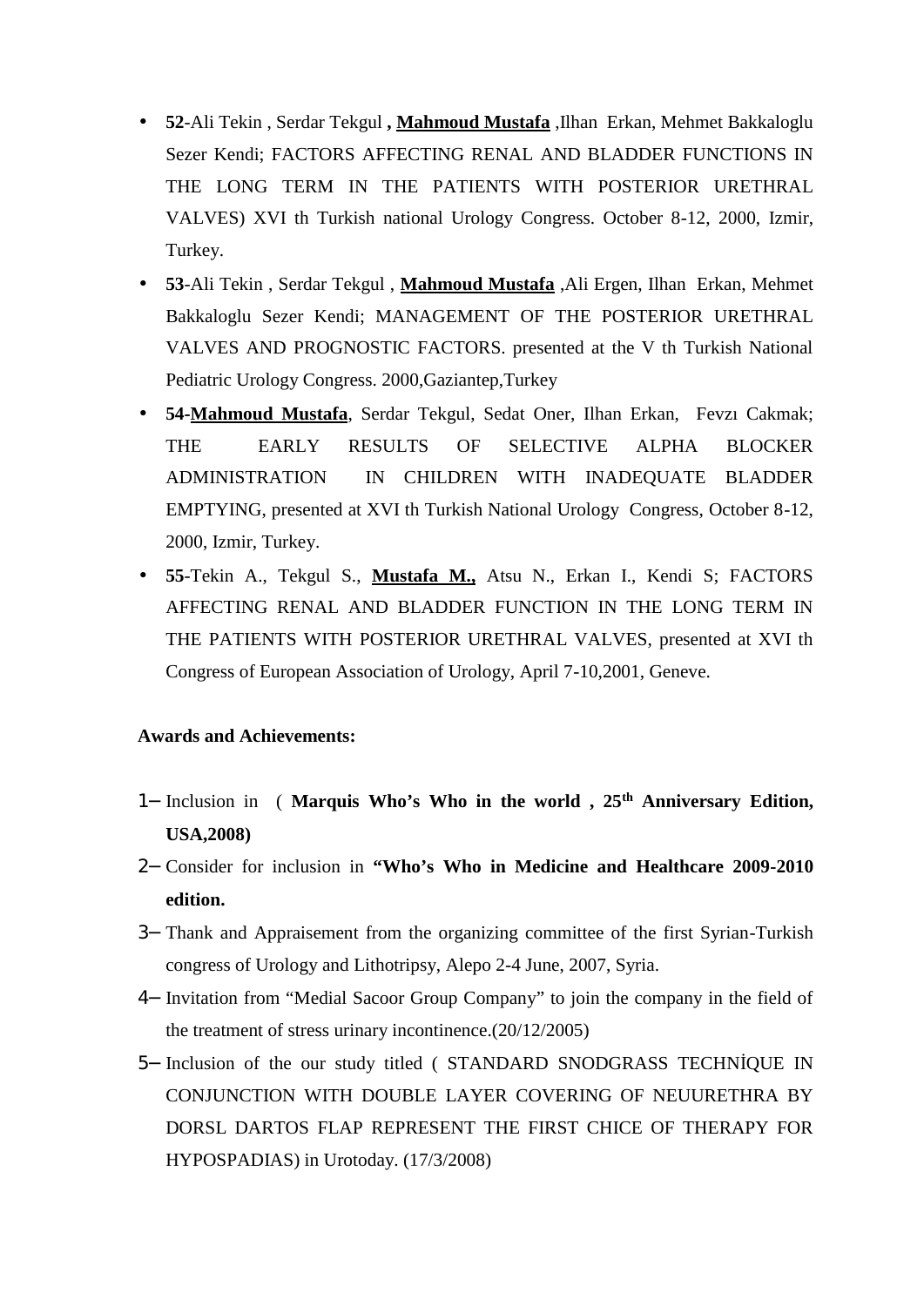- **52**-Ali Tekin , Serdar Tekgul **,** **Mahmoud Mustafa** ,Ilhan Erkan, Mehmet Bakkaloglu Sezer Kendi; FACTORS AFFECTING RENAL AND BLADDER FUNCTIONS IN THE LONG TERM IN THE PATIENTS WITH POSTERIOR URETHRAL VALVES) XVI th Turkish national Urology Congress. October 8-12, 2000, Izmir, Turkey.
- **53**-Ali Tekin , Serdar Tekgul , **Mahmoud Mustafa** ,Ali Ergen, Ilhan Erkan, Mehmet Bakkaloglu Sezer Kendi; MANAGEMENT OF THE POSTERIOR URETHRAL VALVES AND PROGNOSTIC FACTORS. presented at the V th Turkish National Pediatric Urology Congress. 2000,Gaziantep,Turkey
- **54**-**Mahmoud Mustafa**, Serdar Tekgul, Sedat Oner, Ilhan Erkan, Fevzı Cakmak; THE EARLY RESULTS OF SELECTIVE ALPHA BLOCKER ADMINISTRATION IN CHILDREN WITH INADEQUATE BLADDER EMPTYING, presented at XVI th Turkish National Urology Congress, October 8-12, 2000, Izmir, Turkey.
- **55**-Tekin A., Tekgul S., **Mustafa M.,** Atsu N., Erkan I., Kendi S; FACTORS AFFECTING RENAL AND BLADDER FUNCTION IN THE LONG TERM IN THE PATIENTS WITH POSTERIOR URETHRAL VALVES, presented at XVI th Congress of European Association of Urology, April 7-10,2001, Geneve.

**Awards and Achievements:**

1– Inclusion in ( **Marquis Who's Who in the world , 25th Anniversary Edition, USA,2008)**

2– Consider for inclusion in **"Who's Who in Medicine and Healthcare 2009-2010 edition.**

3– Thank and Appraisement from the organizing committee of the first Syrian-Turkish congress of Urology and Lithotripsy, Alepo 2-4 June, 2007, Syria.

4– Invitation from "Medial Sacoor Group Company" to join the company in the field of the treatment of stress urinary incontinence.(20/12/2005)

5– Inclusion of the our study titled ( STANDARD SNODGRASS TECHNİQUE IN CONJUNCTION WITH DOUBLE LAYER COVERING OF NEUURETHRA BY DORSL DARTOS FLAP REPRESENT THE FIRST CHICE OF THERAPY FOR HYPOSPADIAS) in Urotoday. (17/3/2008)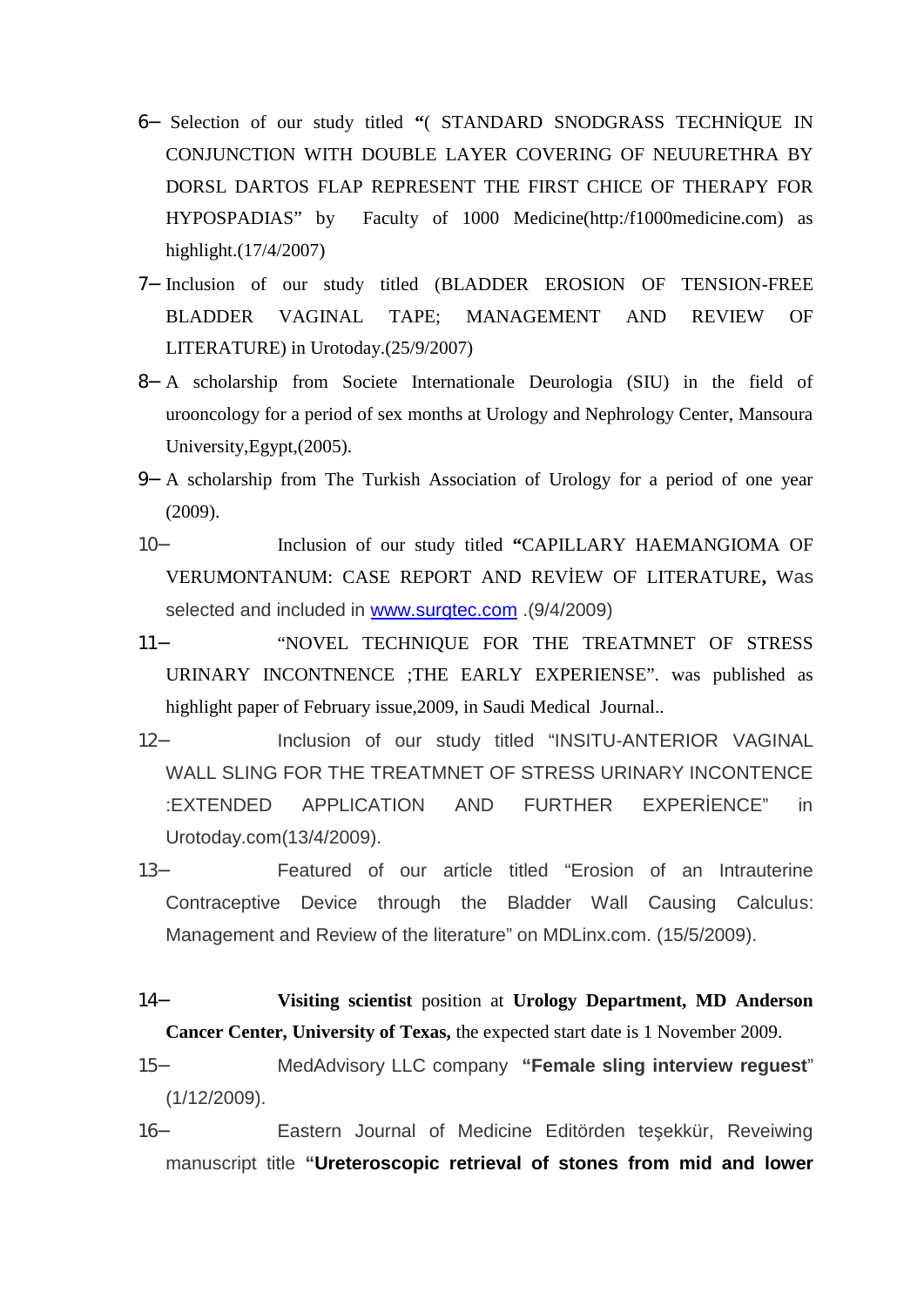6– Selection of our study titled **“**( STANDARD SNODGRASS TECHNİQUE IN CONJUNCTION WITH DOUBLE LAYER COVERING OF NEUURETHRA BY DORSL DARTOS FLAP REPRESENT THE FIRST CHICE OF THERAPY FOR HYPOSPADIAS” by Faculty of 1000 Medicine(http:/f1000medicine.com) as highlight.(17/4/2007)

7– Inclusion of our study titled (BLADDER EROSION OF TENSION-FREE BLADDER VAGINAL TAPE; MANAGEMENT AND REVIEW OF LITERATURE) in Urotoday.(25/9/2007)

8– A scholarship from Societe Internationale Deurologia (SIU) in the field of urooncology for a period of sex months at Urology and Nephrology Center, Mansoura University,Egypt,(2005).

9– A scholarship from The Turkish Association of Urology for a period of one year (2009).

10– Inclusion of our study titled **“**CAPILLARY HAEMANGIOMA OF VERUMONTANUM: CASE REPORT AND REVİEW OF LITERATURE**,** Was selected and included in [www.surgtec.com](www.surgtec.com) .(9/4/2009)

11– “NOVEL TECHNIQUE FOR THE TREATMNET OF STRESS URINARY INCONTNENCE ;THE EARLY EXPERIENSE”. was published as highlight paper of February issue,2009, in Saudi Medical Journal..

12– Inclusion of our study titled “INSITU-ANTERIOR VAGINAL WALL SLING FOR THE TREATMNET OF STRESS URINARY INCONTENCE :EXTENDED APPLICATION AND FURTHER EXPERİENCE” in Urotoday.com(13/4/2009).

13– Featured of our article titled “Erosion of an Intrauterine Contraceptive Device through the Bladder Wall Causing Calculus: Management and Review of the literature” on MDLinx.com. (15/5/2009).

14– **Visiting scientist** position at **Urology Department, MD Anderson Cancer Center, University of Texas,** the expected start date is 1 November 2009.

15– MedAdvisory LLC company **“Female sling interview reguest**” (1/12/2009).

16– Eastern Journal of Medicine Editörden teşekkür, Reveiwing manuscript title **“Ureteroscopic retrieval of stones from mid and lower**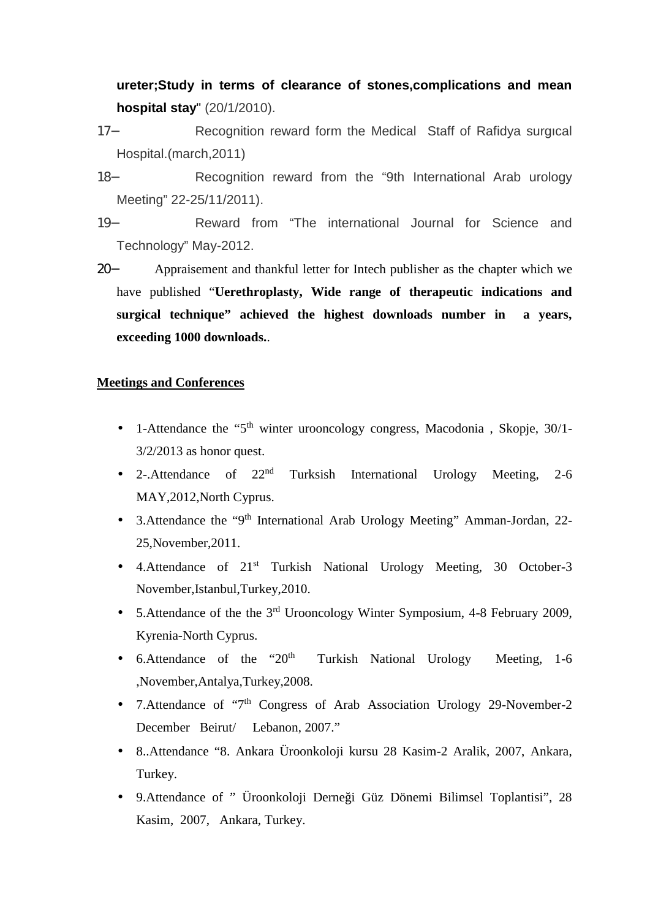**ureter;Study in terms of clearance of stones,complications and mean hospital stay**" (20/1/2010).

17– Recognition reward form the Medical Staff of Rafidya surgıcal Hospital.(march,2011)

18– Recognition reward from the "9th International Arab urology Meeting" 22-25/11/2011).

19– Reward from "The international Journal for Science and Technology" May-2012.

20– Appraisement and thankful letter for Intech publisher as the chapter which we have published "**Uerethroplasty, Wide range of therapeutic indications and surgical technique" achieved the highest downloads number in a years, exceeding 1000 downloads.**.

**Meetings and Conferences**

- 1-Attendance the "5th winter urooncology congress, Macodonia , Skopje, 30/1-3/2/2013 as honor quest.
- 2-.Attendance of 22nd Turksish International Urology Meeting, 2-6 MAY,2012,North Cyprus.
- 3.Attendance the "9th International Arab Urology Meeting" Amman-Jordan, 22-25,November,2011.
- 4.Attendance of 21st Turkish National Urology Meeting, 30 October-3 November,Istanbul,Turkey,2010.
- 5.Attendance of the the 3rd Urooncology Winter Symposium, 4-8 February 2009, Kyrenia-North Cyprus.
- 6.Attendance of the "20th Turkish National Urology Meeting, 1-6 ,November,Antalya,Turkey,2008.
- 7.Attendance of "7th Congress of Arab Association Urology 29-November-2 December Beirut/ Lebanon, 2007."
- 8..Attendance "8. Ankara Üroonkoloji kursu 28 Kasim-2 Aralik, 2007, Ankara, Turkey.
- 9.Attendance of " Üroonkoloji Derneği Güz Dönemi Bilimsel Toplantisi", 28 Kasim, 2007, Ankara, Turkey.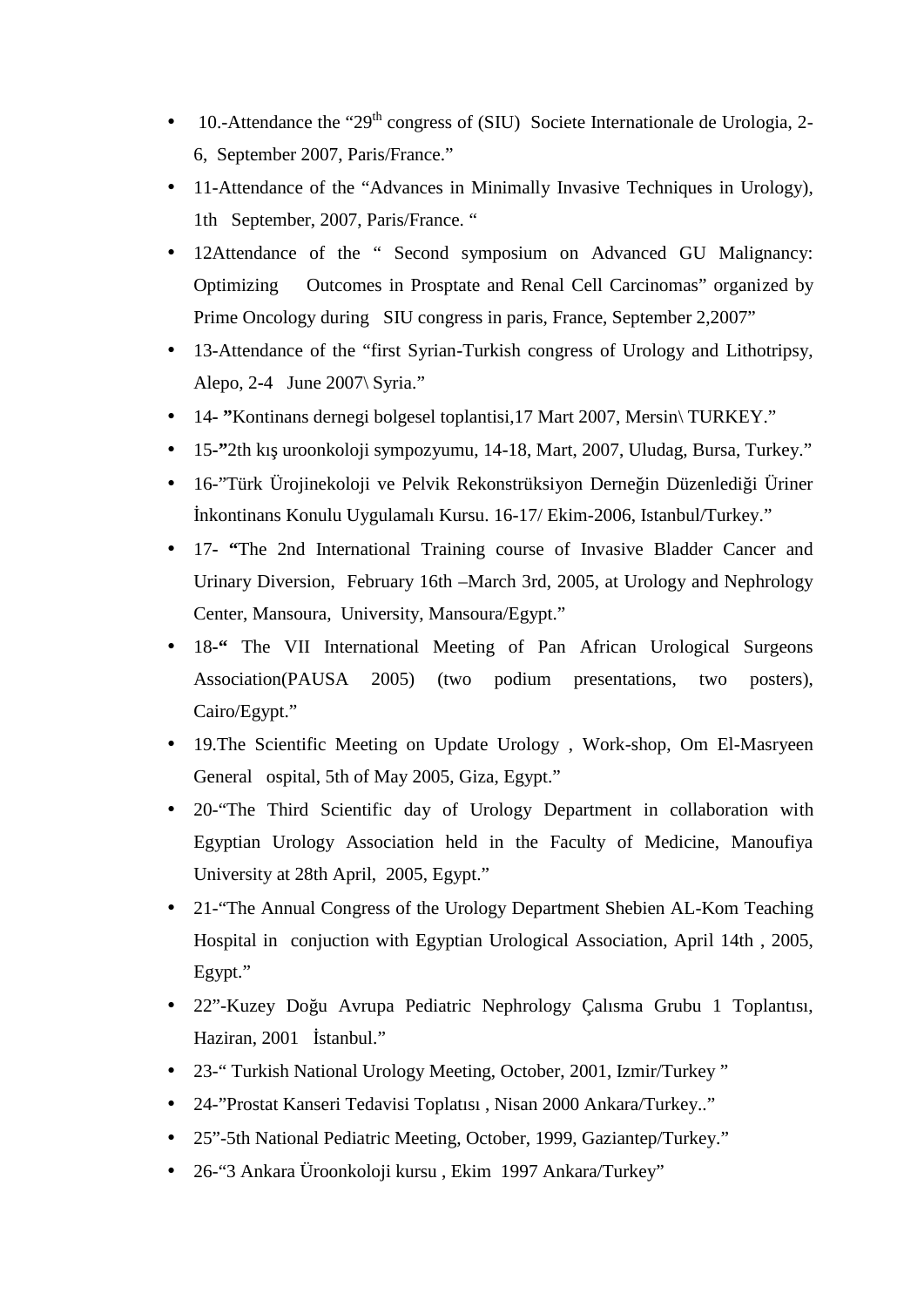- 10.-Attendance the "29th congress of (SIU) Societe Internationale de Urologia, 2-6, September 2007, Paris/France."
- 11-Attendance of the "Advances in Minimally Invasive Techniques in Urology), 1th September, 2007, Paris/France. "
- 12Attendance of the " Second symposium on Advanced GU Malignancy: Optimizing Outcomes in Prosptate and Renal Cell Carcinomas" organized by Prime Oncology during SIU congress in paris, France, September 2,2007"
- 13-Attendance of the "first Syrian-Turkish congress of Urology and Lithotripsy, Alepo, 2-4 June 2007\ Syria."
- 14- **"**Kontinans dernegi bolgesel toplantisi,17 Mart 2007, Mersin\ TURKEY."
- 15-**"**2th kış uroonkoloji sympozyumu, 14-18, Mart, 2007, Uludag, Bursa, Turkey."
- 16-"Türk Ürojinekoloji ve Pelvik Rekonstrüksiyon Derneğin Düzenlediği Üriner İnkontinans Konulu Uygulamalı Kursu. 16-17/ Ekim-2006, Istanbul/Turkey."
- 17- **"**The 2nd International Training course of Invasive Bladder Cancer and Urinary Diversion, February 16th –March 3rd, 2005, at Urology and Nephrology Center, Mansoura, University, Mansoura/Egypt."
- 18-**"** The VII International Meeting of Pan African Urological Surgeons Association(PAUSA 2005) (two podium presentations, two posters), Cairo/Egypt."
- 19.The Scientific Meeting on Update Urology , Work-shop, Om El-Masryeen General ospital, 5th of May 2005, Giza, Egypt."
- 20-"The Third Scientific day of Urology Department in collaboration with Egyptian Urology Association held in the Faculty of Medicine, Manoufiya University at 28th April, 2005, Egypt."
- 21-"The Annual Congress of the Urology Department Shebien AL-Kom Teaching Hospital in conjuction with Egyptian Urological Association, April 14th , 2005, Egypt."
- 22"-Kuzey Doğu Avrupa Pediatric Nephrology Çalısma Grubu 1 Toplantısı, Haziran, 2001 İstanbul."
- 23-" Turkish National Urology Meeting, October, 2001, Izmir/Turkey "
- 24-"Prostat Kanseri Tedavisi Toplatısı , Nisan 2000 Ankara/Turkey.."
- 25"-5th National Pediatric Meeting, October, 1999, Gaziantep/Turkey."
- 26-"3 Ankara Üroonkoloji kursu , Ekim 1997 Ankara/Turkey"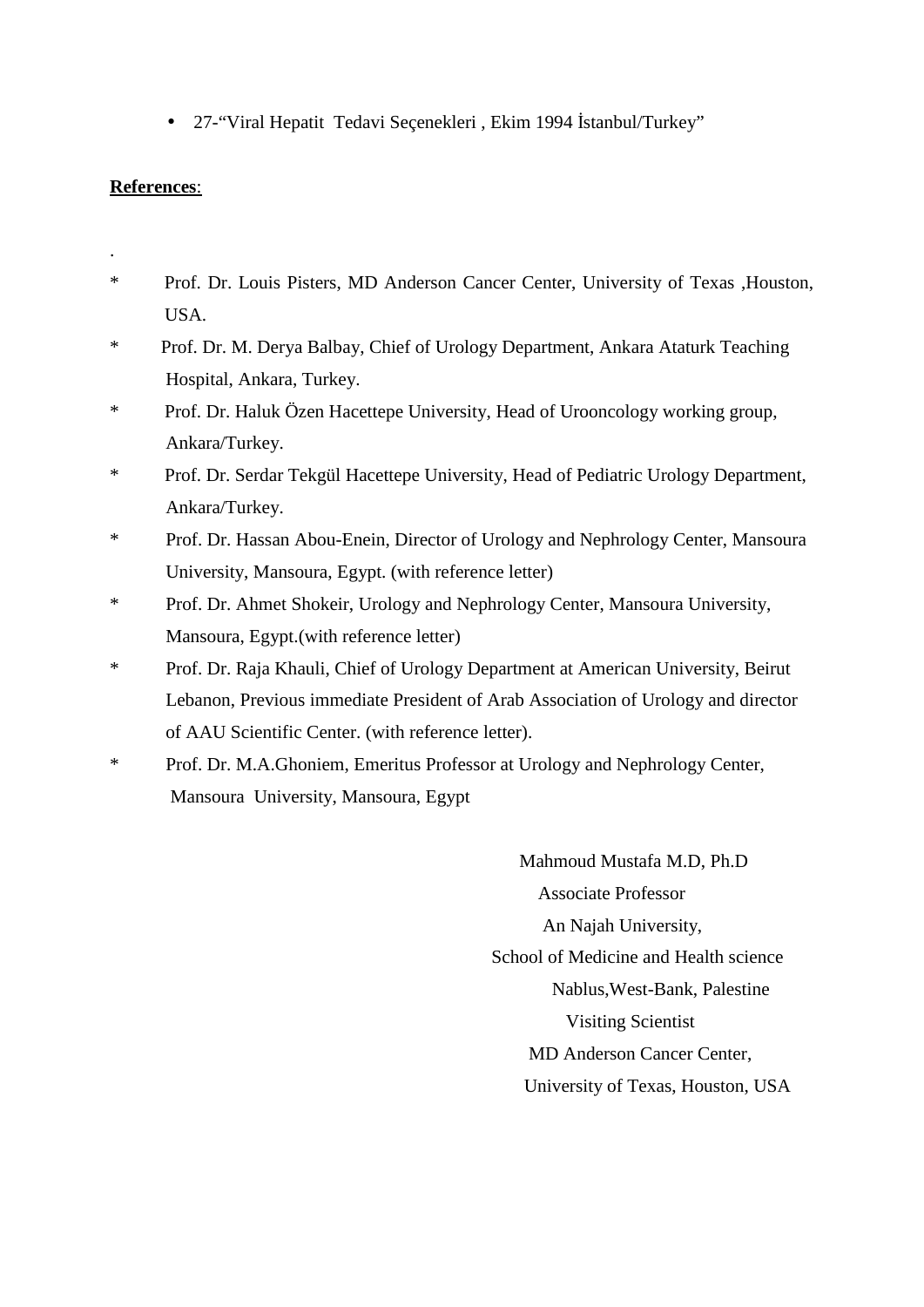- 27-“Viral Hepatit  Tedavi Seçenekleri , Ekim 1994 İstanbul/Turkey”

**References**:

.

* Prof. Dr. Louis Pisters, MD Anderson Cancer Center, University of Texas ,Houston, USA.
* Prof. Dr. M. Derya Balbay, Chief of Urology Department, Ankara Ataturk Teaching Hospital, Ankara, Turkey.
* Prof. Dr. Haluk Özen Hacettepe University, Head of Urooncology working group, Ankara/Turkey.
* Prof. Dr. Serdar Tekgül Hacettepe University, Head of Pediatric Urology Department, Ankara/Turkey.
* Prof. Dr. Hassan Abou-Enein, Director of Urology and Nephrology Center, Mansoura University, Mansoura, Egypt. (with reference letter)
* Prof. Dr. Ahmet Shokeir, Urology and Nephrology Center, Mansoura University, Mansoura, Egypt.(with reference letter)
* Prof. Dr. Raja Khauli, Chief of Urology Department at American University, Beirut Lebanon, Previous immediate President of Arab Association of Urology and director of AAU Scientific Center. (with reference letter).
* Prof. Dr. M.A.Ghoniem, Emeritus Professor at Urology and Nephrology Center, Mansoura  University, Mansoura, Egypt

Mahmoud Mustafa M.D, Ph.D
Associate Professor
An Najah University,
School of Medicine and Health science
Nablus,West-Bank, Palestine
Visiting Scientist
MD Anderson Cancer Center,
University of Texas, Houston, USA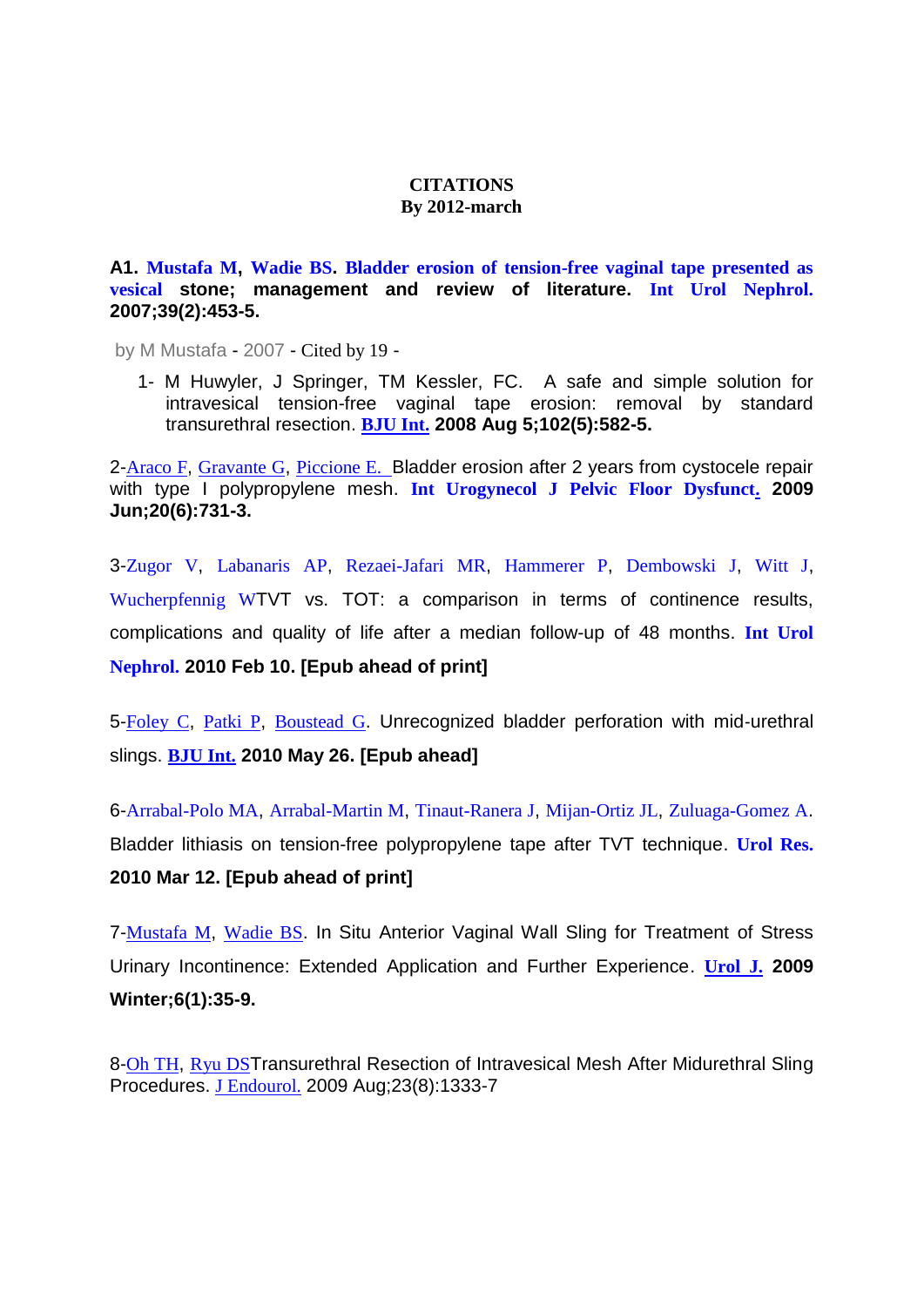**CITATIONS**
**By 2012-march**

**A1. Mustafa M, Wadie BS. Bladder erosion of tension-free vaginal tape presented as vesical stone; management and review of literature. Int Urol Nephrol. 2007;39(2):453-5.**

by M Mustafa - 2007 - Cited by 19 -

1- M Huwyler, J Springer, TM Kessler, FC. A safe and simple solution for intravesical tension-free vaginal tape erosion: removal by standard transurethral resection. **BJU Int. 2008 Aug 5;102(5):582-5.**

2-Araco F, Gravante G, Piccione E. Bladder erosion after 2 years from cystocele repair with type I polypropylene mesh. **Int Urogynecol J Pelvic Floor Dysfunct. 2009 Jun;20(6):731-3.**

3-Zugor V, Labanaris AP, Rezaei-Jafari MR, Hammerer P, Dembowski J, Witt J, Wucherpfennig WTVT vs. TOT: a comparison in terms of continence results, complications and quality of life after a median follow-up of 48 months. **Int Urol Nephrol. 2010 Feb 10. [Epub ahead of print]**

5-Foley C, Patki P, Boustead G. Unrecognized bladder perforation with mid-urethral slings. **BJU Int. 2010 May 26. [Epub ahead]**

6-Arrabal-Polo MA, Arrabal-Martin M, Tinaut-Ranera J, Mijan-Ortiz JL, Zuluaga-Gomez A. Bladder lithiasis on tension-free polypropylene tape after TVT technique. **Urol Res. 2010 Mar 12. [Epub ahead of print]**

7-Mustafa M, Wadie BS. In Situ Anterior Vaginal Wall Sling for Treatment of Stress Urinary Incontinence: Extended Application and Further Experience. **Urol J. 2009 Winter;6(1):35-9.**

8-Oh TH, Ryu DSTransurethral Resection of Intravesical Mesh After Midurethral Sling Procedures. J Endourol. 2009 Aug;23(8):1333-7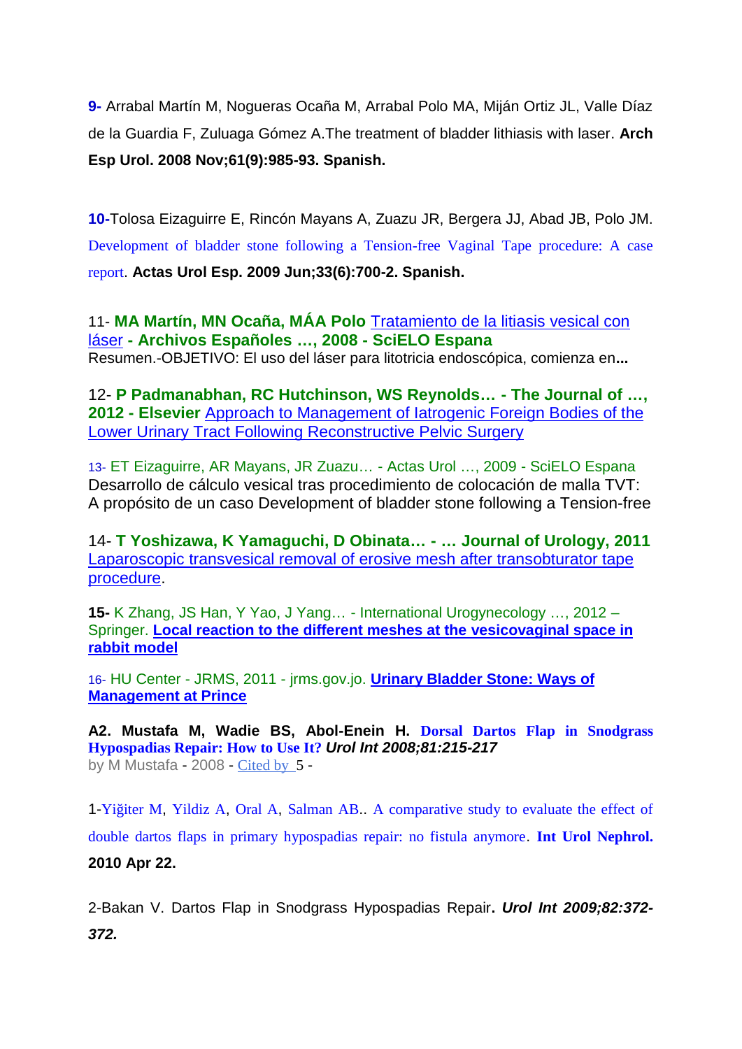**9-** Arrabal Martín M, Nogueras Ocaña M, Arrabal Polo MA, Miján Ortiz JL, Valle Díaz de la Guardia F, Zuluaga Gómez A.The treatment of bladder lithiasis with laser. **Arch Esp Urol. 2008 Nov;61(9):985-93. Spanish.**

**10-**Tolosa Eizaguirre E, Rincón Mayans A, Zuazu JR, Bergera JJ, Abad JB, Polo JM. Development of bladder stone following a Tension-free Vaginal Tape procedure: A case report. **Actas Urol Esp. 2009 Jun;33(6):700-2. Spanish.**

11- **MA Martín, MN Ocaña, MÁA Polo** Tratamiento de la litiasis vesical con láser **- Archivos Españoles …, 2008 - SciELO Espana**
Resumen.-OBJETIVO: El uso del láser para litotricia endoscópica, comienza en**...**

12- **P Padmanabhan, RC Hutchinson, WS Reynolds… - The Journal of …, 2012 - Elsevier** Approach to Management of Iatrogenic Foreign Bodies of the Lower Urinary Tract Following Reconstructive Pelvic Surgery

13- ET Eizaguirre, AR Mayans, JR Zuazu… - Actas Urol …, 2009 - SciELO Espana
Desarrollo de cálculo vesical tras procedimiento de colocación de malla TVT: A propósito de un caso Development of bladder stone following a Tension-free

14- **T Yoshizawa, K Yamaguchi, D Obinata… - … Journal of Urology, 2011**
Laparoscopic transvesical removal of erosive mesh after transobturator tape procedure.

**15-** K Zhang, JS Han, Y Yao, J Yang… - International Urogynecology …, 2012 – Springer. **Local reaction to the different meshes at the vesicovaginal space in rabbit model**

16- HU Center - JRMS, 2011 - jrms.gov.jo. **Urinary Bladder Stone: Ways of Management at Prince**

**A2. Mustafa M, Wadie BS, Abol-Enein H. Dorsal Dartos Flap in Snodgrass Hypospadias Repair: How to Use It?** ***Urol Int 2008;81:215-217***
by M Mustafa - 2008 - Cited by 5 -

1-Yiğiter M, Yildiz A, Oral A, Salman AB.. A comparative study to evaluate the effect of double dartos flaps in primary hypospadias repair: no fistula anymore. **Int Urol Nephrol. 2010 Apr 22.**

2-Bakan V. Dartos Flap in Snodgrass Hypospadias Repair**.** ***Urol Int 2009;82:372-372.***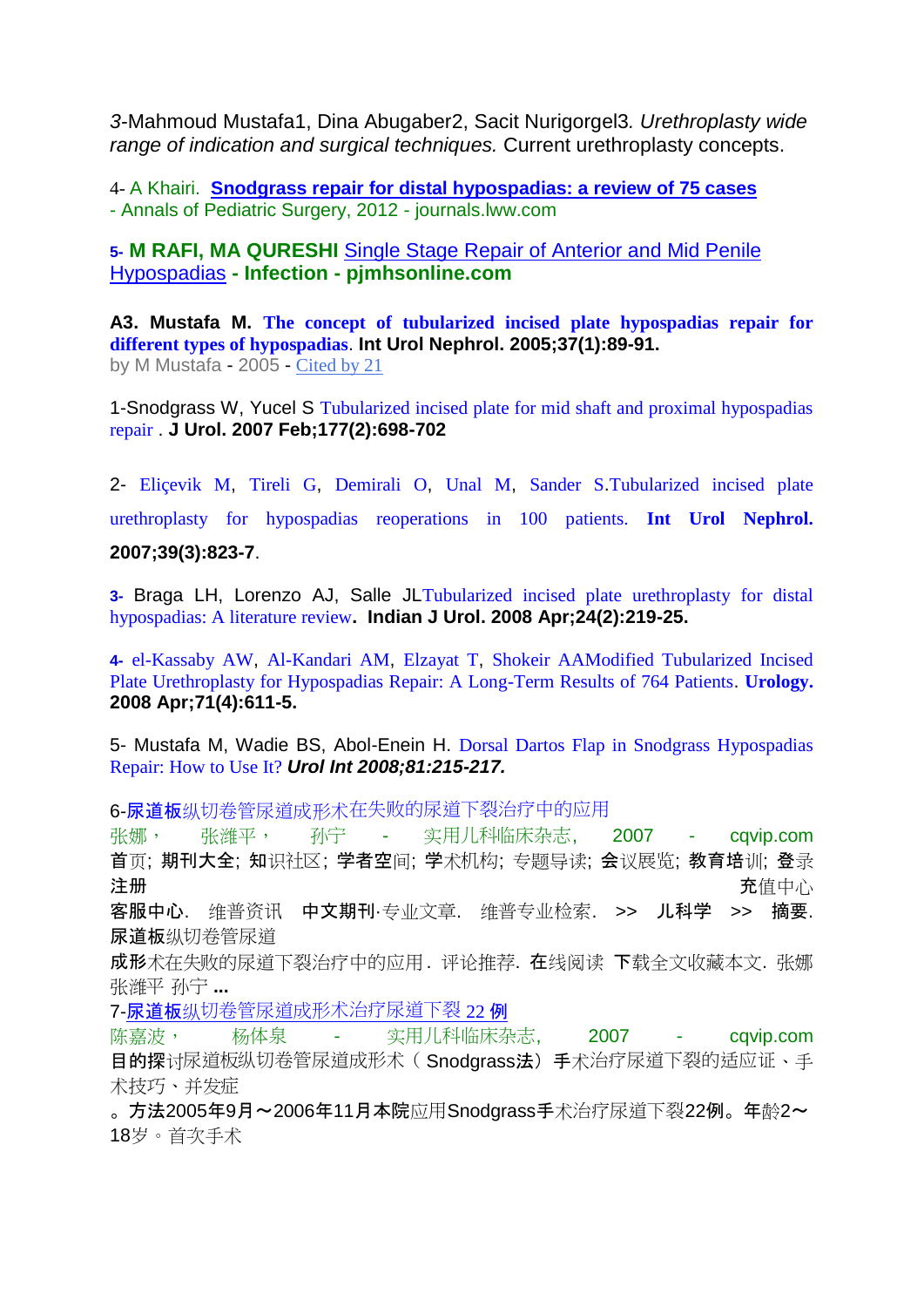*3*-Mahmoud Mustafa1, Dina Abugaber2, Sacit Nurigorgel3. *Urethroplasty wide range of indication and surgical techniques.* Current urethroplasty concepts.

4- A Khairi. **Snodgrass repair for distal hypospadias: a review of 75 cases** - Annals of Pediatric Surgery, 2012 - journals.lww.com

**5- M RAFI, MA QURESHI** Single Stage Repair of Anterior and Mid Penile Hypospadias **- Infection - pjmhsonline.com**

**A3. Mustafa M. The concept of tubularized incised plate hypospadias repair for different types of hypospadias. Int Urol Nephrol. 2005;37(1):89-91.**
by M Mustafa - 2005 - Cited by 21

1-Snodgrass W, Yucel S Tubularized incised plate for mid shaft and proximal hypospadias repair . **J Urol. 2007 Feb;177(2):698-702**

2- Eliçevik M, Tireli G, Demirali O, Unal M, Sander S.Tubularized incised plate urethroplasty for hypospadias reoperations in 100 patients. **Int Urol Nephrol. 2007;39(3):823-7**.

**3-** Braga LH, Lorenzo AJ, Salle JLTubularized incised plate urethroplasty for distal hypospadias: A literature review**. Indian J Urol. 2008 Apr;24(2):219-25.**

**4-** el-Kassaby AW, Al-Kandari AM, Elzayat T, Shokeir AAModified Tubularized Incised Plate Urethroplasty for Hypospadias Repair: A Long-Term Results of 764 Patients. **Urology. 2008 Apr;71(4):611-5.**

5- Mustafa M, Wadie BS, Abol-Enein H. Dorsal Dartos Flap in Snodgrass Hypospadias Repair: How to Use It? ***Urol Int 2008;81:215-217.***

6-**尿道板**纵切卷管尿道成形术在失败的尿道下裂治疗中的应用
张娜， 张潍平， 孙宁 - 实用儿科临床杂志, 2007 - cqvip.com
**首**页; **期刊大全**; **知**识社区; **学者空**间; **学**术机构; 专题导读; **会**议展览; **教育培**训; **登**录 **注册** 充值中心 **客服中心**. 维普资讯 **中文期刊**·专业文章. 维普专业检索. >> **儿科学** >> **摘要**. **尿道板**纵切卷管尿道 **成形**术在失败的尿道下裂治疗中的应用. 评论推荐. **在**线阅读 **下**载全文收藏本文. 张娜 张潍平 孙宁 **...**

7-**尿道板**纵切卷管尿道成形术治疗尿道下裂 22 **例**
陈嘉波， 杨体泉 - 实用儿科临床杂志, 2007 - cqvip.com
**目的探**讨尿道板纵切卷管尿道成形术（Snodgrass**法**）**手**术治疗尿道下裂的适应证、手术技巧、并发症
。**方法2005年9月～2006年11月本院**应用Snodgrass**手**术治疗尿道下裂22例。**年**龄2～18岁。首次手术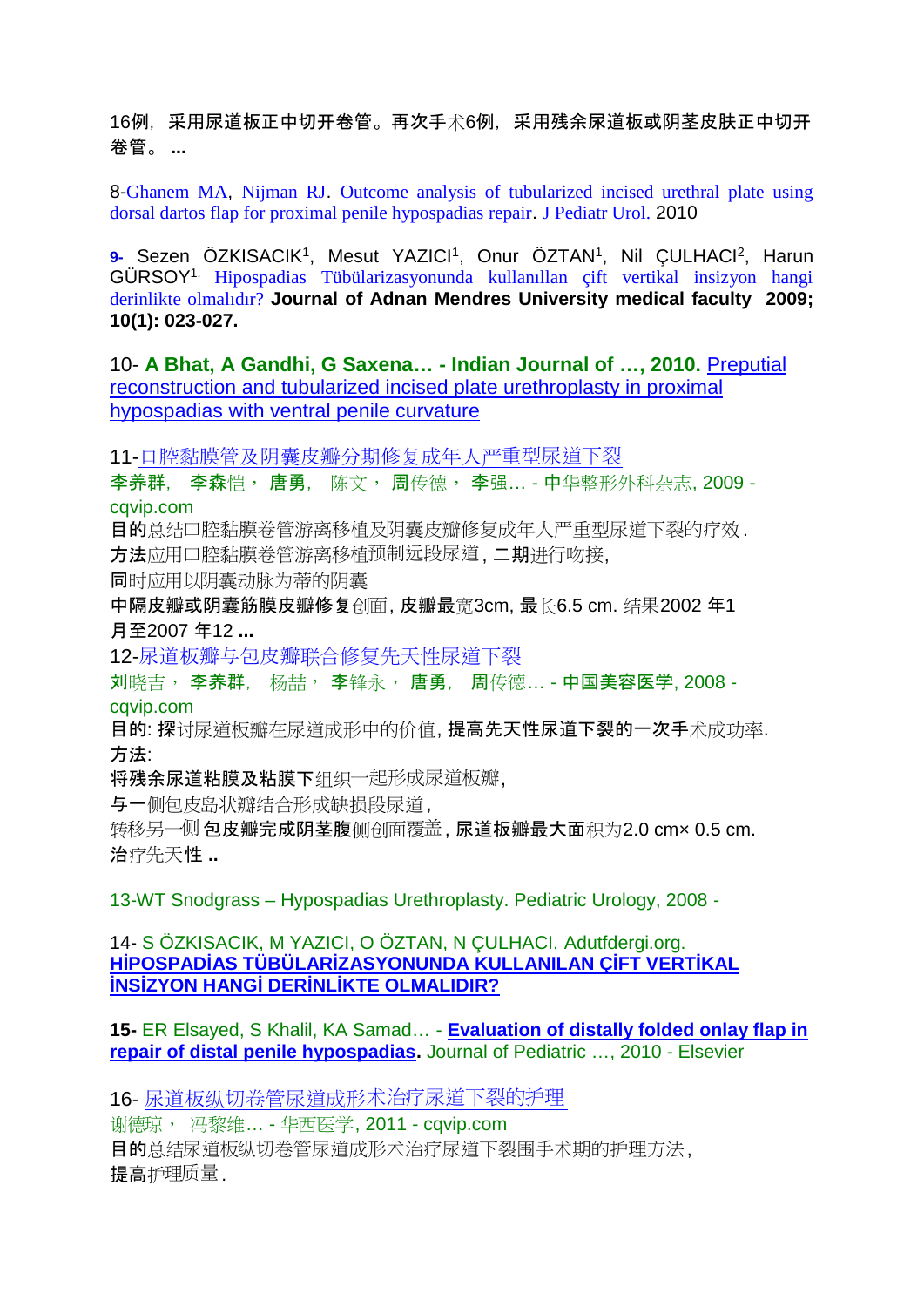16例，采用尿道板正中切开卷管。再次手术6例，采用残余尿道板或阴茎皮肤正中切开卷管。 ...

8-Ghanem MA, Nijman RJ. Outcome analysis of tubularized incised urethral plate using dorsal dartos flap for proximal penile hypospadias repair. J Pediatr Urol. 2010

**9-** Sezen ÖZKISACIK[1], Mesut YAZICI[1], Onur ÖZTAN[1], Nil ÇULHACI[2], Harun GÜRSOY[1]. Hipospadias Tübülarizasyonunda kullanıllan çift vertikal insizyon hangi derinlikte olmalıdır? **Journal of Adnan Mendres University medical faculty 2009; 10(1): 023-027.**

10- **A Bhat, A Gandhi, G Saxena… - Indian Journal of …, 2010.** Preputial reconstruction and tubularized incised plate urethroplasty in proximal hypospadias with ventral penile curvature

11-口腔黏膜管及阴囊皮瓣分期修复成年人严重型尿道下裂
李养群，李森恺，唐勇，陈文，周传德，李强… - 中华整形外科杂志, 2009 - cqvip.com
目的总结口腔黏膜卷管游离移植及阴囊皮瓣修复成年人严重型尿道下裂的疗效.
方法应用口腔黏膜卷管游离移植预制远段尿道，二期进行吻接，
同时应用以阴囊动脉为蒂的阴囊
中隔皮瓣或阴囊筋膜皮瓣修复创面，皮瓣最宽3cm，最长6.5 cm. 结果2002 年1
月至2007 年12 ...

12-尿道板瓣与包皮瓣联合修复先天性尿道下裂
刘晓吉，李养群，杨喆，李锋永，唐勇，周传德… - 中国美容医学, 2008 - cqvip.com
目的: 探讨尿道板瓣在尿道成形中的价值，提高先天性尿道下裂的一次手术成功率.
方法:
将残余尿道粘膜及粘膜下组织一起形成尿道板瓣，
与一侧包皮岛状瓣结合形成缺损段尿道，
转移另一侧包皮瓣完成阴茎腹侧创面覆盖，尿道板瓣最大面积为2.0 cm× 0.5 cm.
治疗先天性 ..

13-WT Snodgrass – Hypospadias Urethroplasty. Pediatric Urology, 2008 -

14- S ÖZKISACIK, M YAZICI, O ÖZTAN, N ÇULHACI. Adutfdergi.org.
**HİPOSPADİAS TÜBÜLARİZASYONUNDA KULLANILAN ÇİFT VERTİKAL İNSİZYON HANGİ DERİNLİKTE OLMALIDIR?**

**15-** ER Elsayed, S Khalil, KA Samad… - **Evaluation of distally folded onlay flap in repair of distal penile hypospadias**. Journal of Pediatric …, 2010 - Elsevier

16- 尿道板纵切卷管尿道成形术治疗尿道下裂的护理
谢德琼，冯黎维… - 华西医学, 2011 - cqvip.com
目的总结尿道板纵切卷管尿道成形术治疗尿道下裂围手术期的护理方法，
提高护理质量.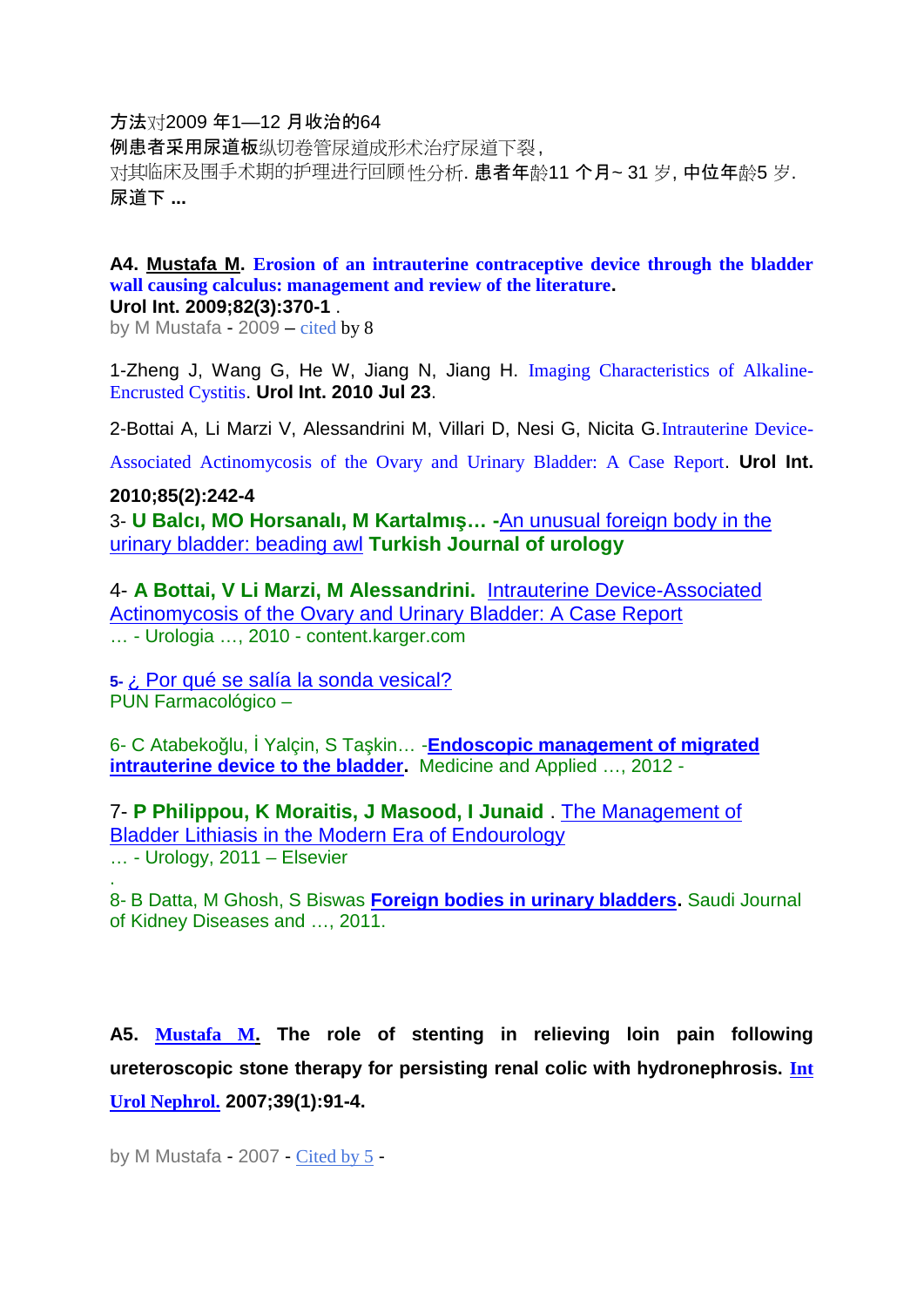方法对2009 年1—12 月收治的64
例患者采用尿道板纵切卷管尿道成形术治疗尿道下裂,
对其临床及围手术期的护理进行回顾性分析. 患者年龄11 个月~ 31 岁, 中位年龄5 岁.
尿道下 **...**

**A4. Mustafa M. Erosion of an intrauterine contraceptive device through the bladder wall causing calculus: management and review of the literature.**
**Urol Int. 2009;82(3):370-1** .
by M Mustafa - 2009 – cited by 8

1-Zheng J, Wang G, He W, Jiang N, Jiang H. Imaging Characteristics of Alkaline-Encrusted Cystitis. **Urol Int. 2010 Jul 23**.

2-Bottai A, Li Marzi V, Alessandrini M, Villari D, Nesi G, Nicita G. Intrauterine Device-Associated Actinomycosis of the Ovary and Urinary Bladder: A Case Report. **Urol Int. 2010;85(2):242-4**

3- **U Balcı, MO Horsanalı, M Kartalmış… -**An unusual foreign body in the urinary bladder: beading awl **Turkish Journal of urology**

4- **A Bottai, V Li Marzi, M Alessandrini.** Intrauterine Device-Associated Actinomycosis of the Ovary and Urinary Bladder: A Case Report
… - Urologia …, 2010 - content.karger.com

**5-** ¿ Por qué se salía la sonda vesical?
PUN Farmacológico –

6- C Atabekoğlu, İ Yalçin, S Taşkin… -**Endoscopic management of migrated intrauterine device to the bladder**. Medicine and Applied …, 2012 -

7- **P Philippou, K Moraitis, J Masood, I Junaid** . The Management of Bladder Lithiasis in the Modern Era of Endourology
… - Urology, 2011 – Elsevier

8- B Datta, M Ghosh, S Biswas **Foreign bodies in urinary bladders**. Saudi Journal of Kidney Diseases and …, 2011.

**A5. Mustafa M. The role of stenting in relieving loin pain following ureteroscopic stone therapy for persisting renal colic with hydronephrosis. Int Urol Nephrol. 2007;39(1):91-4.**

by M Mustafa - 2007 - Cited by 5 -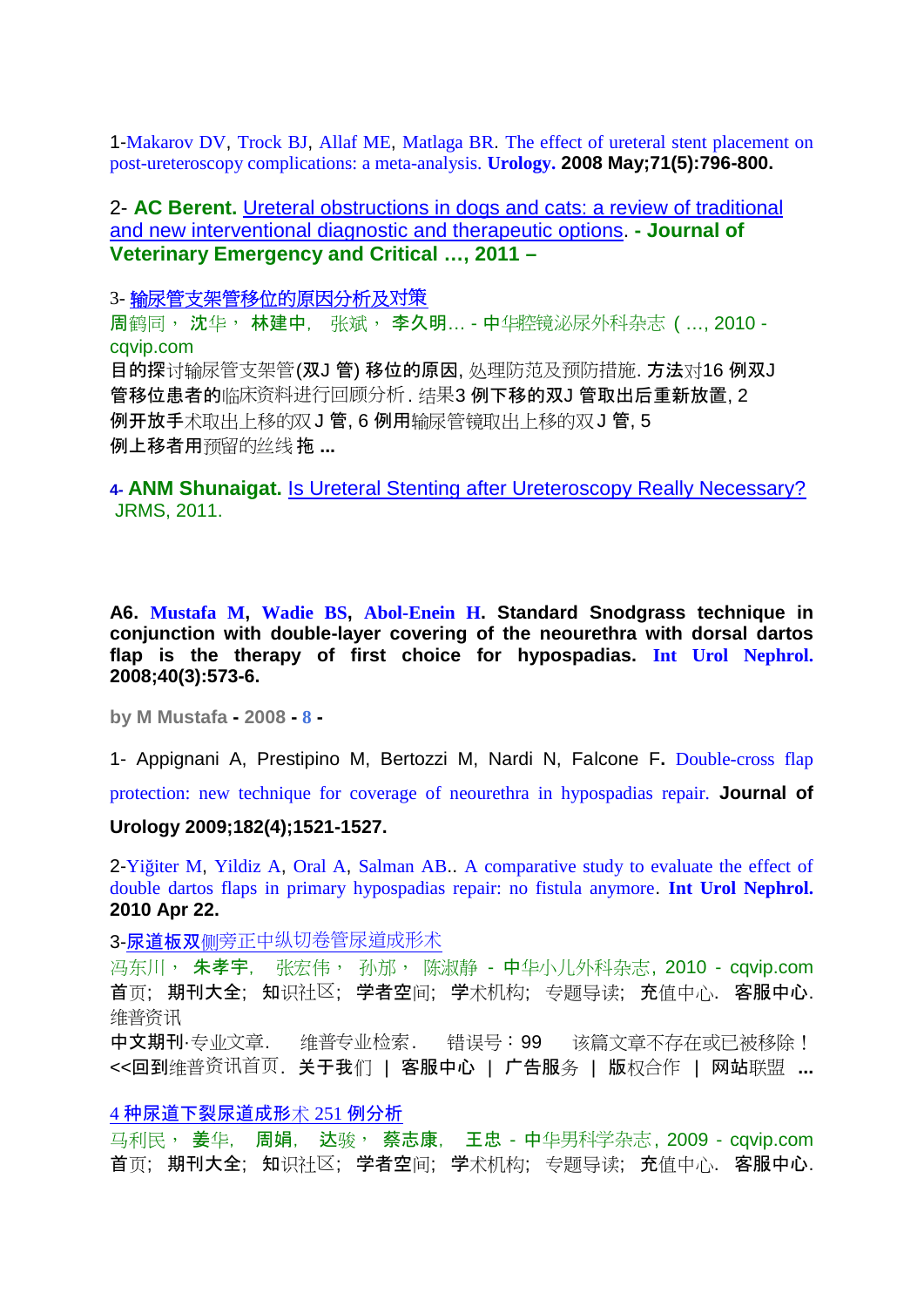1-Makarov DV, Trock BJ, Allaf ME, Matlaga BR. The effect of ureteral stent placement on post-ureteroscopy complications: a meta-analysis. **Urology. 2008 May;71(5):796-800.**

2- **AC Berent.** Ureteral obstructions in dogs and cats: a review of traditional and new interventional diagnostic and therapeutic options. **- Journal of Veterinary Emergency and Critical …, 2011 –**

3- 输尿管支架管移位的原因分析及对策
周鹤同， 沈华， 林建中， 张斌， 李久明… - 中华腔镜泌尿外科杂志 ( …, 2010 - cqvip.com
目的探讨输尿管支架管(双J 管) 移位的原因, 处理防范及预防措施. 方法对16 例双J 管移位患者的临床资料进行回顾分析. 结果3 例下移的双J 管取出后重新放置, 2 例开放手术取出上移的双J 管, 6 例用输尿管镜取出上移的双J 管, 5 例上移者用预留的丝线拖 ...

4- **ANM Shunaigat.** Is Ureteral Stenting after Ureteroscopy Really Necessary? JRMS, 2011.

**A6.** Mustafa M, Wadie BS, Abol-Enein H. **Standard Snodgrass technique in conjunction with double-layer covering of the neourethra with dorsal dartos flap is the therapy of first choice for hypospadias.** Int Urol Nephrol. **2008;40(3):573-6.**

**by M Mustafa - 2008 - 8 -**

1- Appignani A, Prestipino M, Bertozzi M, Nardi N, Falcone F**.** Double-cross flap protection: new technique for coverage of neourethra in hypospadias repair. **Journal of Urology 2009;182(4);1521-1527.**

2-Yiğiter M, Yildiz A, Oral A, Salman AB.. A comparative study to evaluate the effect of double dartos flaps in primary hypospadias repair: no fistula anymore. **Int Urol Nephrol. 2010 Apr 22.**

3-尿道板双侧旁正中纵切卷管尿道成形术
冯东川， 朱孝宇， 张宏伟， 孙凯， 陈淑静 - 中华小儿外科杂志, 2010 - cqvip.com
首页; 期刊大全; 知识社区; 学者空间; 学术机构; 专题导读; 充值中心. 客服中心. 维普资讯
中文期刊·专业文章. 维普专业检索. 错误号：99 该篇文章不存在或已被移除！ <<回到维普资讯首页. 关于我们 | 客服中心 | 广告服务 | 版权合作 | 网站联盟 ...

4 种尿道下裂尿道成形术 251 例分析
马利民， 姜华， 周娟， 达骏， 蔡志康， 王忠 - 中华男科学杂志, 2009 - cqvip.com
首页; 期刊大全; 知识社区; 学者空间; 学术机构; 专题导读; 充值中心. 客服中心.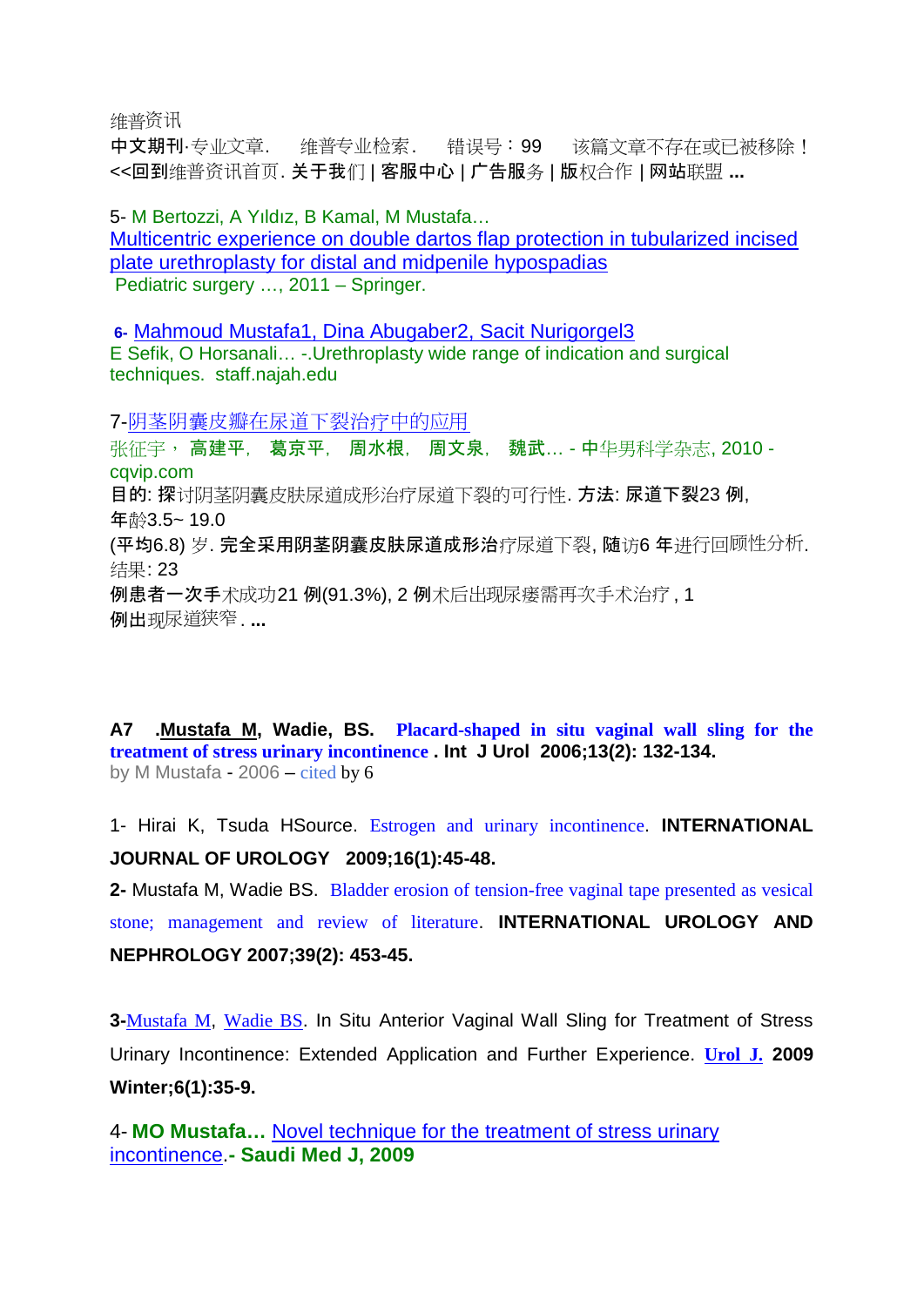维普资讯

中文期刊·专业文章. 维普专业检索. 错误号：99 该篇文章不存在或已被移除！ <<回到维普资讯首页. 关于我们 | 客服中心 | 广告服务 | 版权合作 | 网站联盟 **...**

5- M Bertozzi, A Yıldız, B Kamal, M Mustafa…
Multicentric experience on double dartos flap protection in tubularized incised plate urethroplasty for distal and midpenile hypospadias
Pediatric surgery …, 2011 – Springer.

**6-** Mahmoud Mustafa1, Dina Abugaber2, Sacit Nurigorgel3
E Sefik, O Horsanali… -.Urethroplasty wide range of indication and surgical techniques. staff.najah.edu

7-阴茎阴囊皮瓣在尿道下裂治疗中的应用
张征宇， 高建平， 葛京平， 周水根， 周文泉， 魏武… - 中华男科学杂志, 2010 - cqvip.com
目的: 探讨阴茎阴囊皮肤尿道成形治疗尿道下裂的可行性. 方法: 尿道下裂23 例, 年龄3.5~ 19.0
(平均6.8) 岁. 完全采用阴茎阴囊皮肤尿道成形治疗尿道下裂, 随访6 年进行回顾性分析. 结果: 23
例患者一次手术成功21 例(91.3%), 2 例术后出现尿瘘需再次手术治疗 , 1
例出现尿道狭窄 . **...**

**A7 .Mustafa M, Wadie, BS.** **Placard-shaped in situ vaginal wall sling for the treatment of stress urinary incontinence** **. Int J Urol 2006;13(2): 132-134.**
by M Mustafa - 2006 – cited by 6

1- Hirai K, Tsuda HSource. Estrogen and urinary incontinence. **INTERNATIONAL JOURNAL OF UROLOGY 2009;16(1):45-48.**

**2-** Mustafa M, Wadie BS. Bladder erosion of tension-free vaginal tape presented as vesical stone; management and review of literature. **INTERNATIONAL UROLOGY AND NEPHROLOGY 2007;39(2): 453-45.**

**3-**Mustafa M, Wadie BS. In Situ Anterior Vaginal Wall Sling for Treatment of Stress Urinary Incontinence: Extended Application and Further Experience. **Urol J. 2009 Winter;6(1):35-9.**

4- **MO Mustafa…** Novel technique for the treatment of stress urinary incontinence.**- Saudi Med J, 2009**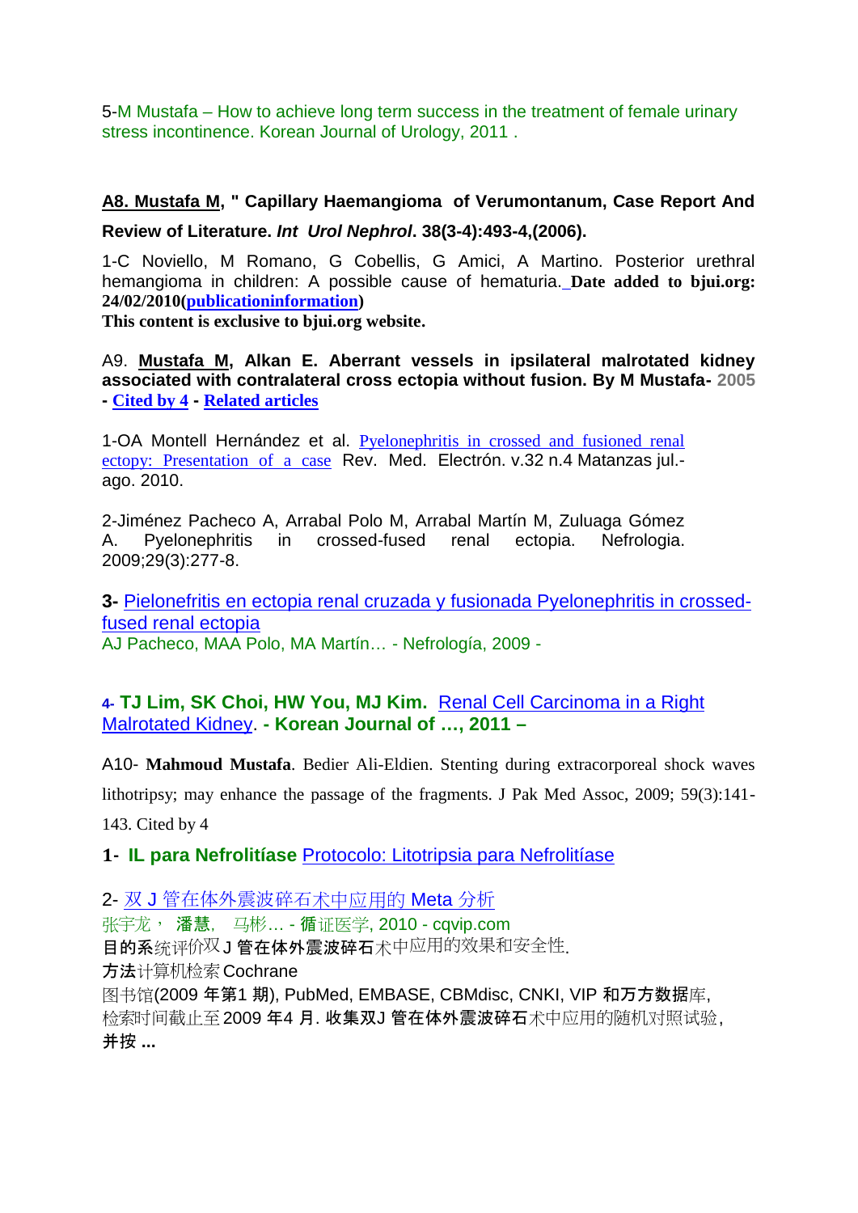5-M Mustafa – How to achieve long term success in the treatment of female urinary stress incontinence. Korean Journal of Urology, 2011 .

**A8. Mustafa M, " Capillary Haemangioma of Verumontanum, Case Report And Review of Literature. *Int Urol Nephrol*. 38(3-4):493-4,(2006).**

1-C Noviello, M Romano, G Cobellis, G Amici, A Martino. Posterior urethral hemangioma in children: A possible cause of hematuria. **Date added to bjui.org: 24/02/2010(publicationinformation)**
**This content is exclusive to bjui.org website.**

A9. **Mustafa M, Alkan E. Aberrant vessels in ipsilateral malrotated kidney associated with contralateral cross ectopia without fusion. By M Mustafa-** 2005 **- Cited by 4 - Related articles**

1-OA Montell Hernández et al. Pyelonephritis in crossed and fusioned renal ectopy: Presentation of a case Rev. Med. Electrón. v.32 n.4 Matanzas jul.-ago. 2010.

2-Jiménez Pacheco A, Arrabal Polo M, Arrabal Martín M, Zuluaga Gómez A. Pyelonephritis in crossed-fused renal ectopia. Nefrologia. 2009;29(3):277-8.

**3-** Pielonefritis en ectopia renal cruzada y fusionada Pyelonephritis in crossed-fused renal ectopia
AJ Pacheco, MAA Polo, MA Martín… - Nefrología, 2009 -

**4- TJ Lim, SK Choi, HW You, MJ Kim.** Renal Cell Carcinoma in a Right Malrotated Kidney. **- Korean Journal of …, 2011 –**

A10- **Mahmoud Mustafa**. Bedier Ali-Eldien. Stenting during extracorporeal shock waves lithotripsy; may enhance the passage of the fragments. J Pak Med Assoc, 2009; 59(3):141-143. Cited by 4

**1- IL para Nefrolitíase** Protocolo: Litotripsia para Nefrolitíase

2- 双 J 管在体外震波碎石术中应用的 Meta 分析
张宇龙， 潘慧， 马彬… - 循证医学, 2010 - cqvip.com
目的系统评价双J 管在体外震波碎石术中应用的效果和安全性.
方法计算机检索 Cochrane
图书馆(2009 年第1 期), PubMed, EMBASE, CBMdisc, CNKI, VIP 和万方数据库,
检索时间截止至 2009 年4 月. 收集双J 管在体外震波碎石术中应用的随机对照试验,
并按 ...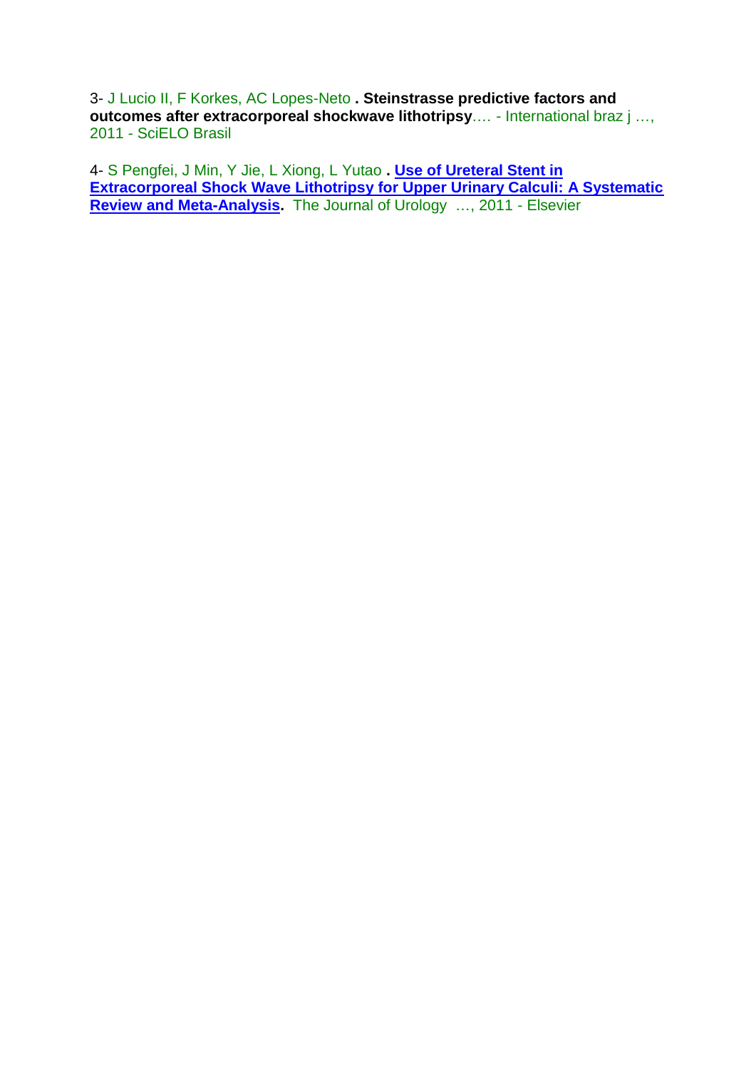3- J Lucio II, F Korkes, AC Lopes-Neto . **Steinstrasse predictive factors and outcomes after extracorporeal shockwave lithotripsy**…. - International braz j …, 2011 - SciELO Brasil

4- S Pengfei, J Min, Y Jie, L Xiong, L Yutao . **Use of Ureteral Stent in Extracorporeal Shock Wave Lithotripsy for Upper Urinary Calculi: A Systematic Review and Meta-Analysis.** The Journal of Urology …, 2011 - Elsevier